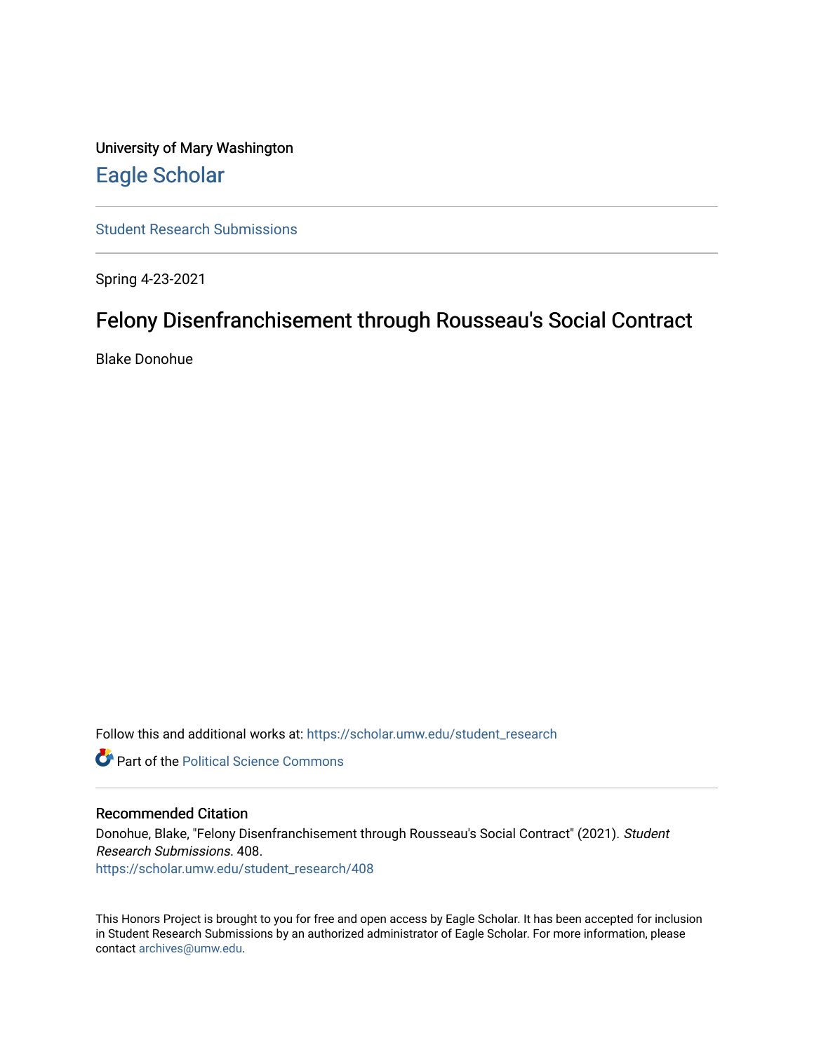University of Mary Washington

# Eagle Scholar

Student Research Submissions

Spring 4-23-2021

## Felony Disenfranchisement through Rousseau's Social Contract

Blake Donohue

Follow this and additional works at: https://scholar.umw.edu/student_research

Part of the Political Science Commons

### Recommended Citation

Donohue, Blake, "Felony Disenfranchisement through Rousseau's Social Contract" (2021). *Student Research Submissions*. 408.
https://scholar.umw.edu/student_research/408

This Honors Project is brought to you for free and open access by Eagle Scholar. It has been accepted for inclusion in Student Research Submissions by an authorized administrator of Eagle Scholar. For more information, please contact archives@umw.edu.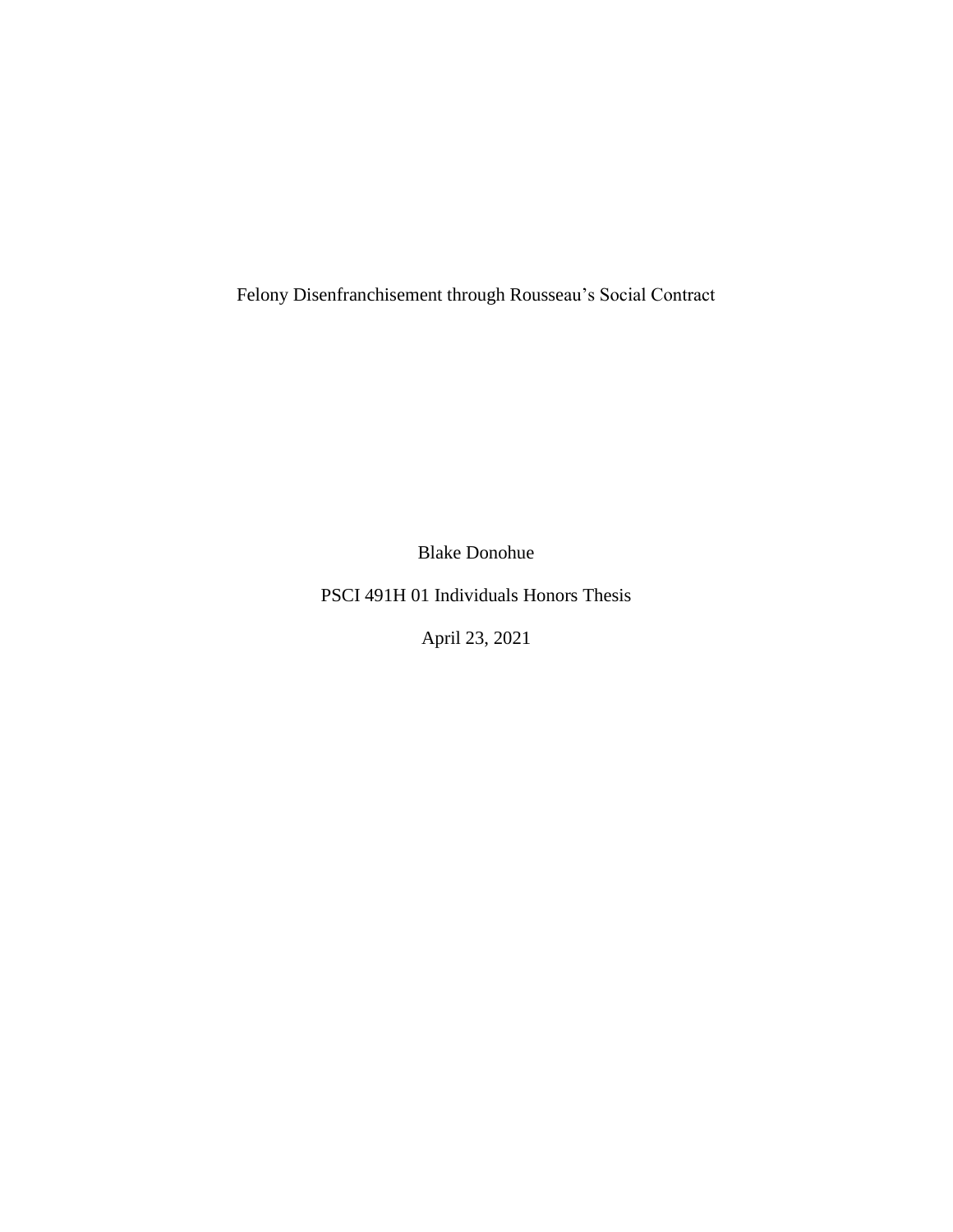# Felony Disenfranchisement through Rousseau's Social Contract

Blake Donohue

PSCI 491H 01 Individuals Honors Thesis

April 23, 2021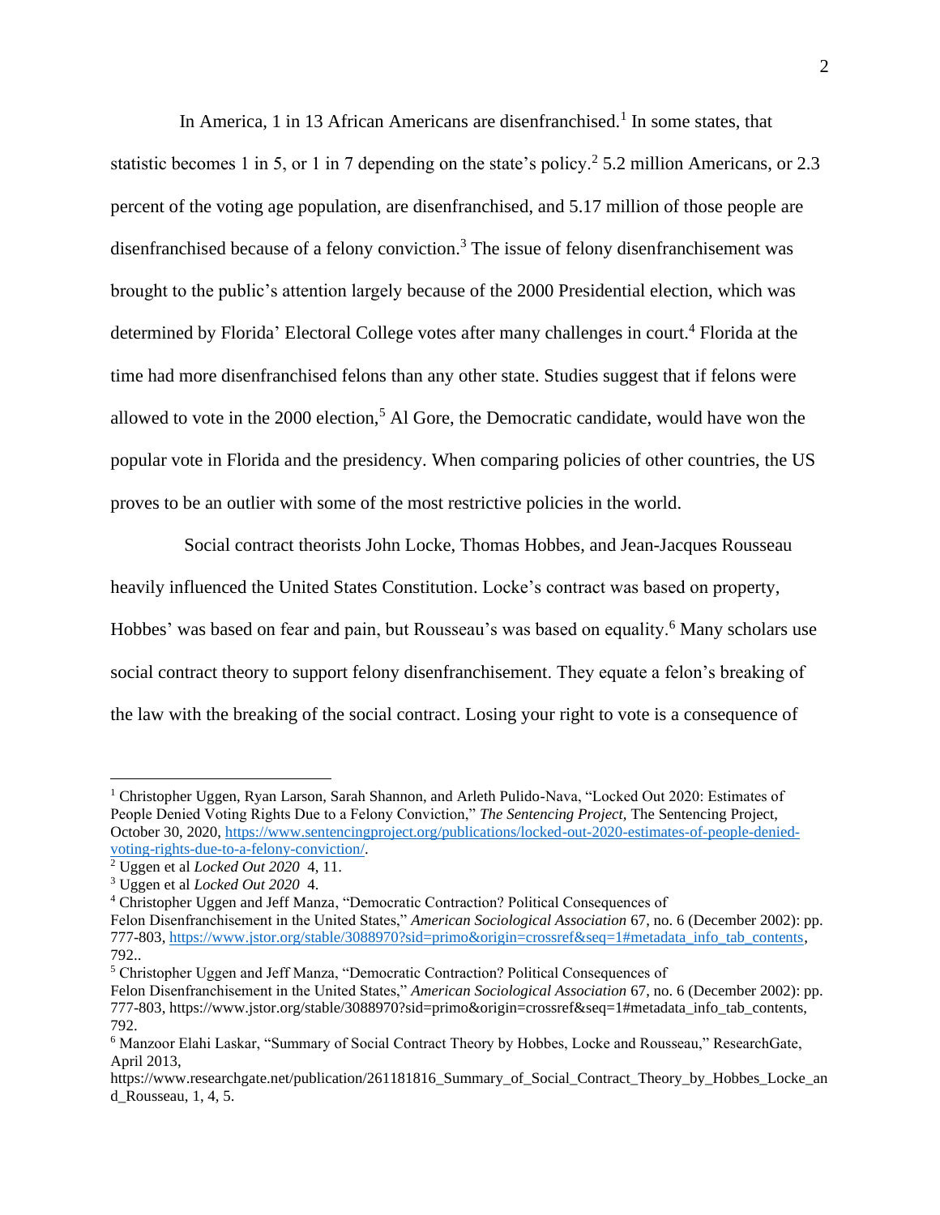In America, 1 in 13 African Americans are disenfranchised.[1] In some states, that statistic becomes 1 in 5, or 1 in 7 depending on the state's policy.[2] 5.2 million Americans, or 2.3 percent of the voting age population, are disenfranchised, and 5.17 million of those people are disenfranchised because of a felony conviction.[3] The issue of felony disenfranchisement was brought to the public's attention largely because of the 2000 Presidential election, which was determined by Florida' Electoral College votes after many challenges in court.[4] Florida at the time had more disenfranchised felons than any other state. Studies suggest that if felons were allowed to vote in the 2000 election,[5] Al Gore, the Democratic candidate, would have won the popular vote in Florida and the presidency. When comparing policies of other countries, the US proves to be an outlier with some of the most restrictive policies in the world.

Social contract theorists John Locke, Thomas Hobbes, and Jean-Jacques Rousseau heavily influenced the United States Constitution. Locke's contract was based on property, Hobbes' was based on fear and pain, but Rousseau's was based on equality.[6] Many scholars use social contract theory to support felony disenfranchisement. They equate a felon's breaking of the law with the breaking of the social contract. Losing your right to vote is a consequence of

---

[1] Christopher Uggen, Ryan Larson, Sarah Shannon, and Arleth Pulido-Nava, "Locked Out 2020: Estimates of People Denied Voting Rights Due to a Felony Conviction," *The Sentencing Project*, The Sentencing Project, October 30, 2020, https://www.sentencingproject.org/publications/locked-out-2020-estimates-of-people-denied-voting-rights-due-to-a-felony-conviction/.

[2] Uggen et al *Locked Out 2020* 4, 11.

[3] Uggen et al *Locked Out 2020* 4.

[4] Christopher Uggen and Jeff Manza, "Democratic Contraction? Political Consequences of Felon Disenfranchisement in the United States," *American Sociological Association* 67, no. 6 (December 2002): pp. 777-803, https://www.jstor.org/stable/3088970?sid=primo&origin=crossref&seq=1#metadata_info_tab_contents, 792..

[5] Christopher Uggen and Jeff Manza, "Democratic Contraction? Political Consequences of Felon Disenfranchisement in the United States," *American Sociological Association* 67, no. 6 (December 2002): pp. 777-803, https://www.jstor.org/stable/3088970?sid=primo&origin=crossref&seq=1#metadata_info_tab_contents, 792.

[6] Manzoor Elahi Laskar, "Summary of Social Contract Theory by Hobbes, Locke and Rousseau," ResearchGate, April 2013, https://www.researchgate.net/publication/261181816_Summary_of_Social_Contract_Theory_by_Hobbes_Locke_and_Rousseau, 1, 4, 5.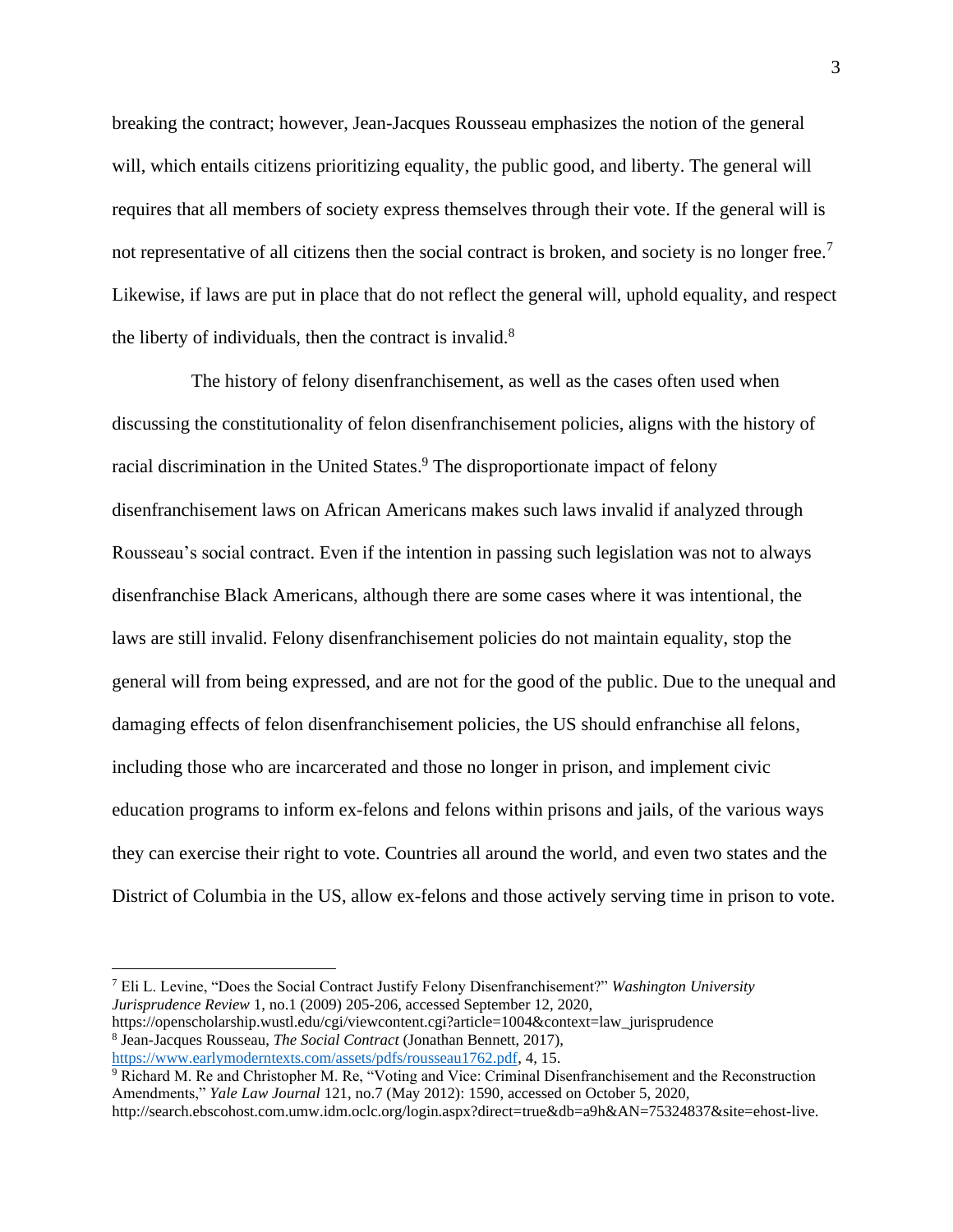breaking the contract; however, Jean-Jacques Rousseau emphasizes the notion of the general will, which entails citizens prioritizing equality, the public good, and liberty. The general will requires that all members of society express themselves through their vote. If the general will is not representative of all citizens then the social contract is broken, and society is no longer free.[7] Likewise, if laws are put in place that do not reflect the general will, uphold equality, and respect the liberty of individuals, then the contract is invalid.[8]

The history of felony disenfranchisement, as well as the cases often used when discussing the constitutionality of felon disenfranchisement policies, aligns with the history of racial discrimination in the United States.[9] The disproportionate impact of felony disenfranchisement laws on African Americans makes such laws invalid if analyzed through Rousseau's social contract. Even if the intention in passing such legislation was not to always disenfranchise Black Americans, although there are some cases where it was intentional, the laws are still invalid. Felony disenfranchisement policies do not maintain equality, stop the general will from being expressed, and are not for the good of the public. Due to the unequal and damaging effects of felon disenfranchisement policies, the US should enfranchise all felons, including those who are incarcerated and those no longer in prison, and implement civic education programs to inform ex-felons and felons within prisons and jails, of the various ways they can exercise their right to vote. Countries all around the world, and even two states and the District of Columbia in the US, allow ex-felons and those actively serving time in prison to vote.

---

[7] Eli L. Levine, "Does the Social Contract Justify Felony Disenfranchisement?" *Washington University Jurisprudence Review* 1, no.1 (2009) 205-206, accessed September 12, 2020, https://openscholarship.wustl.edu/cgi/viewcontent.cgi?article=1004&context=law_jurisprudence

[8] Jean-Jacques Rousseau, *The Social Contract* (Jonathan Bennett, 2017), https://www.earlymoderntexts.com/assets/pdfs/rousseau1762.pdf, 4, 15.

[9] Richard M. Re and Christopher M. Re, "Voting and Vice: Criminal Disenfranchisement and the Reconstruction Amendments," *Yale Law Journal* 121, no.7 (May 2012): 1590, accessed on October 5, 2020, http://search.ebscohost.com.umw.idm.oclc.org/login.aspx?direct=true&db=a9h&AN=75324837&site=ehost-live.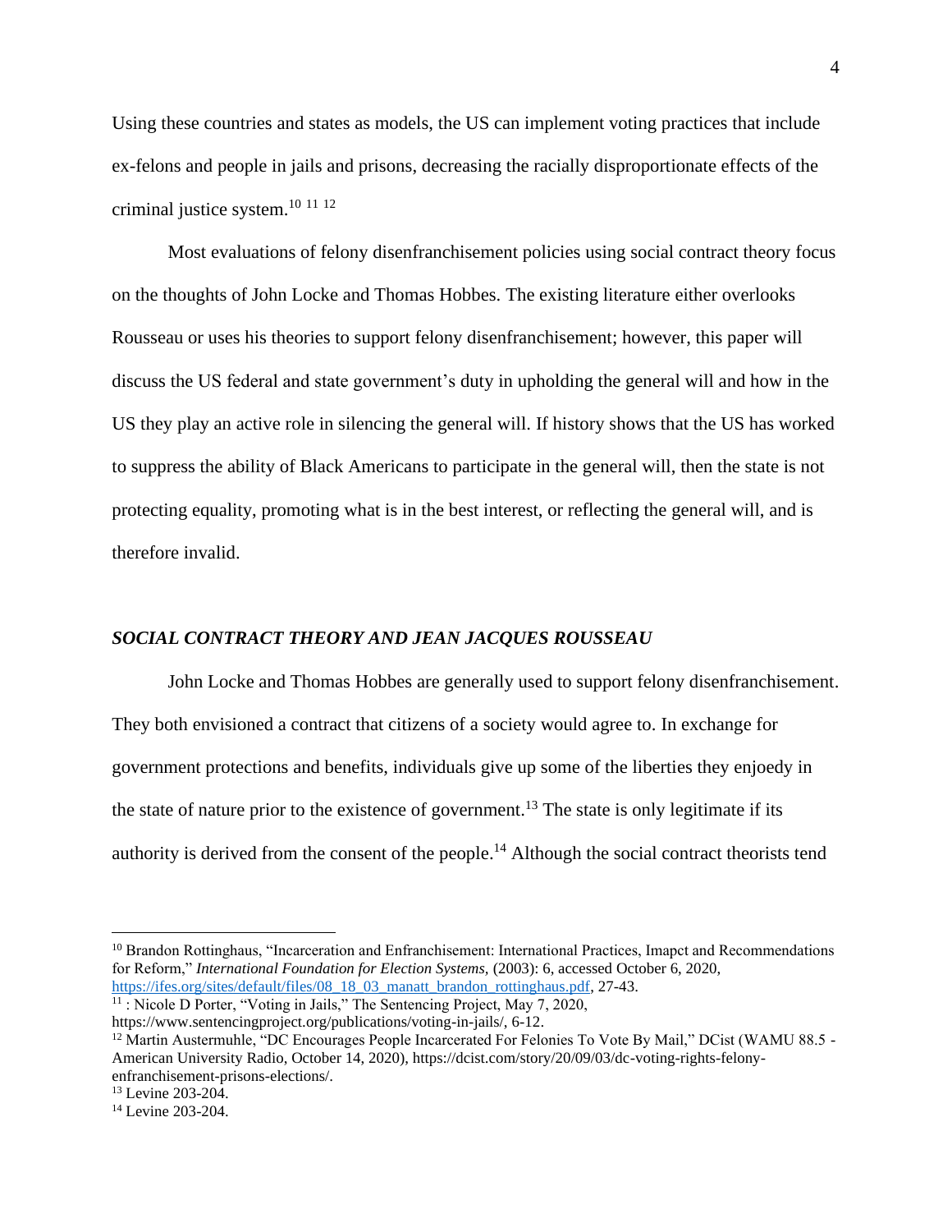Using these countries and states as models, the US can implement voting practices that include ex-felons and people in jails and prisons, decreasing the racially disproportionate effects of the criminal justice system.[10] [11] [12]

Most evaluations of felony disenfranchisement policies using social contract theory focus on the thoughts of John Locke and Thomas Hobbes. The existing literature either overlooks Rousseau or uses his theories to support felony disenfranchisement; however, this paper will discuss the US federal and state government's duty in upholding the general will and how in the US they play an active role in silencing the general will. If history shows that the US has worked to suppress the ability of Black Americans to participate in the general will, then the state is not protecting equality, promoting what is in the best interest, or reflecting the general will, and is therefore invalid.

## *SOCIAL CONTRACT THEORY AND JEAN JACQUES ROUSSEAU*

John Locke and Thomas Hobbes are generally used to support felony disenfranchisement. They both envisioned a contract that citizens of a society would agree to. In exchange for government protections and benefits, individuals give up some of the liberties they enjoedy in the state of nature prior to the existence of government.[13] The state is only legitimate if its authority is derived from the consent of the people.[14] Although the social contract theorists tend

---

[10] Brandon Rottinghaus, "Incarceration and Enfranchisement: International Practices, Imapct and Recommendations for Reform," *International Foundation for Election Systems,* (2003): 6, accessed October 6, 2020, https://ifes.org/sites/default/files/08_18_03_manatt_brandon_rottinghaus.pdf, 27-43.

[11] : Nicole D Porter, "Voting in Jails," The Sentencing Project, May 7, 2020, https://www.sentencingproject.org/publications/voting-in-jails/, 6-12.

[12] Martin Austermuhle, "DC Encourages People Incarcerated For Felonies To Vote By Mail," DCist (WAMU 88.5 - American University Radio, October 14, 2020), https://dcist.com/story/20/09/03/dc-voting-rights-felony-enfranchisement-prisons-elections/.

[13] Levine 203-204.

[14] Levine 203-204.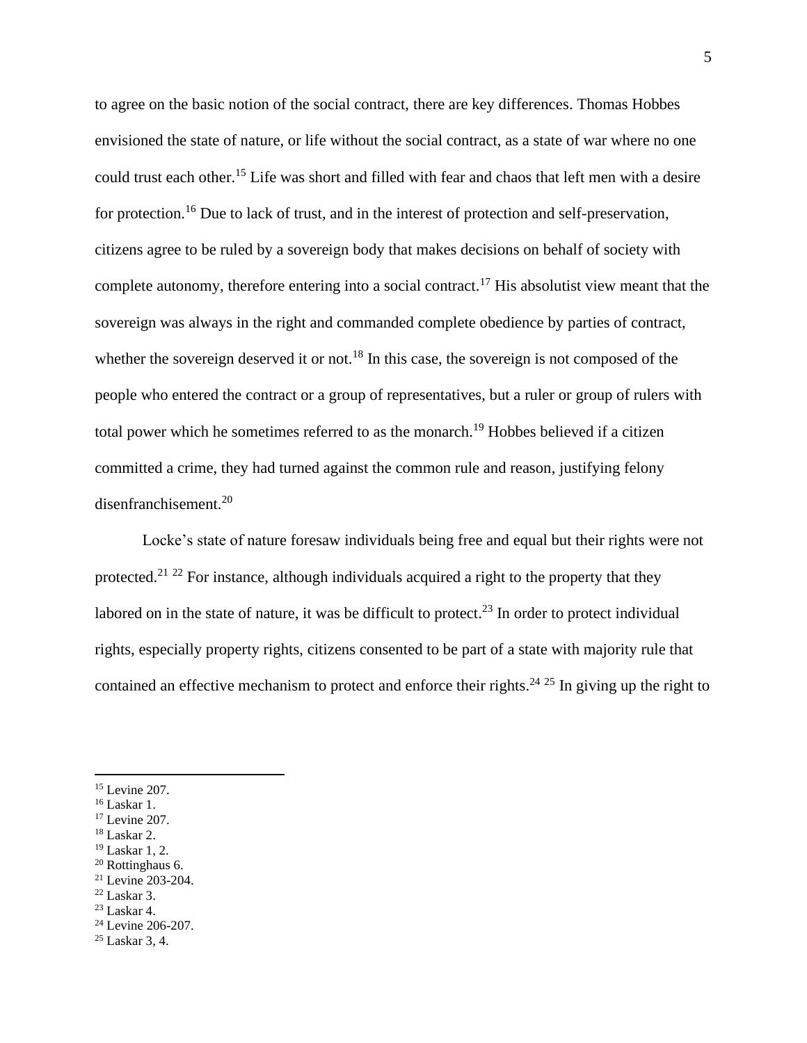to agree on the basic notion of the social contract, there are key differences. Thomas Hobbes envisioned the state of nature, or life without the social contract, as a state of war where no one could trust each other.[15] Life was short and filled with fear and chaos that left men with a desire for protection.[16] Due to lack of trust, and in the interest of protection and self-preservation, citizens agree to be ruled by a sovereign body that makes decisions on behalf of society with complete autonomy, therefore entering into a social contract.[17] His absolutist view meant that the sovereign was always in the right and commanded complete obedience by parties of contract, whether the sovereign deserved it or not.[18] In this case, the sovereign is not composed of the people who entered the contract or a group of representatives, but a ruler or group of rulers with total power which he sometimes referred to as the monarch.[19] Hobbes believed if a citizen committed a crime, they had turned against the common rule and reason, justifying felony disenfranchisement.[20]

Locke's state of nature foresaw individuals being free and equal but their rights were not protected.[21] [22] For instance, although individuals acquired a right to the property that they labored on in the state of nature, it was be difficult to protect.[23] In order to protect individual rights, especially property rights, citizens consented to be part of a state with majority rule that contained an effective mechanism to protect and enforce their rights.[24] [25] In giving up the right to

---

[15] Levine 207.
[16] Laskar 1.
[17] Levine 207.
[18] Laskar 2.
[19] Laskar 1, 2.
[20] Rottinghaus 6.
[21] Levine 203-204.
[22] Laskar 3.
[23] Laskar 4.
[24] Levine 206-207.
[25] Laskar 3, 4.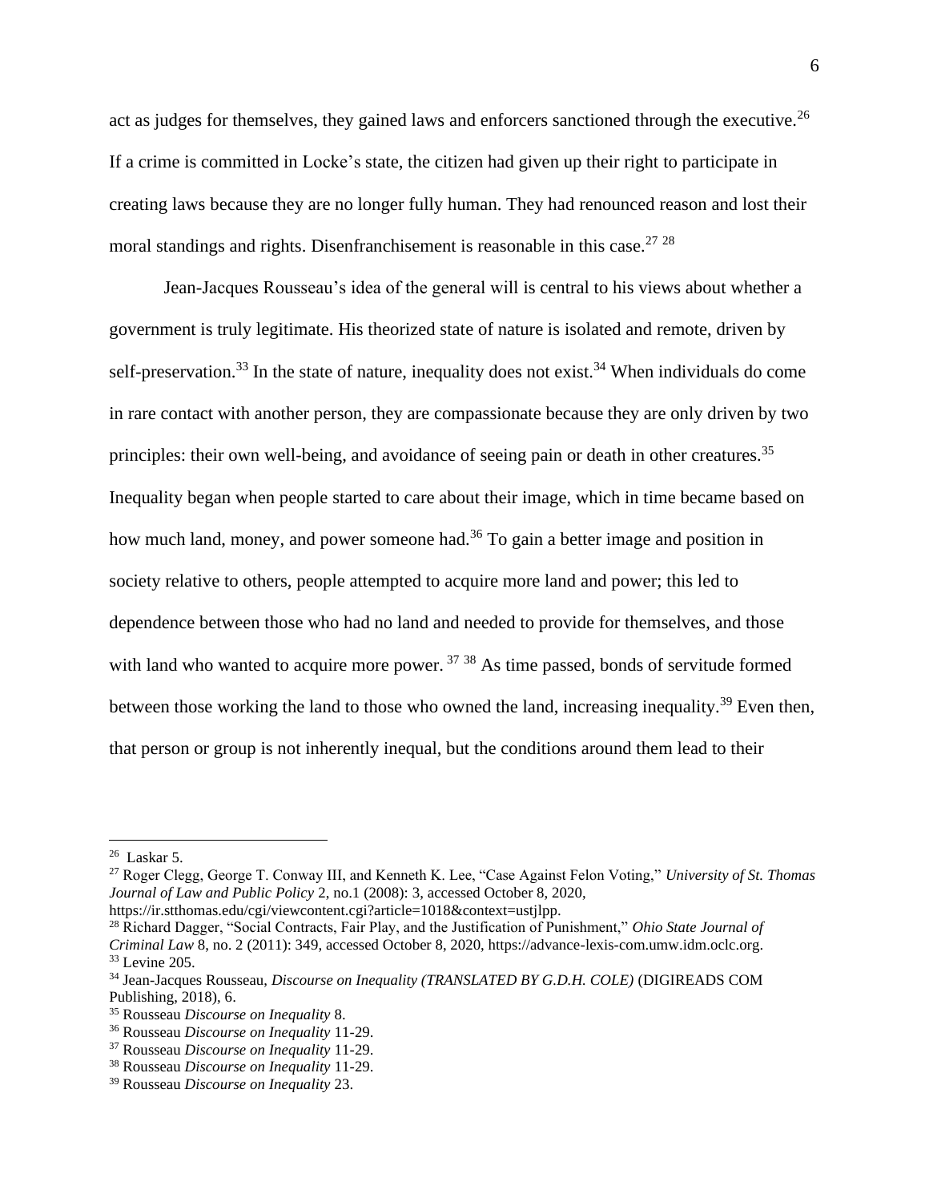act as judges for themselves, they gained laws and enforcers sanctioned through the executive.[26] If a crime is committed in Locke's state, the citizen had given up their right to participate in creating laws because they are no longer fully human. They had renounced reason and lost their moral standings and rights. Disenfranchisement is reasonable in this case.[27] [28]

Jean-Jacques Rousseau's idea of the general will is central to his views about whether a government is truly legitimate. His theorized state of nature is isolated and remote, driven by self-preservation.[33] In the state of nature, inequality does not exist.[34] When individuals do come in rare contact with another person, they are compassionate because they are only driven by two principles: their own well-being, and avoidance of seeing pain or death in other creatures.[35] Inequality began when people started to care about their image, which in time became based on how much land, money, and power someone had.[36] To gain a better image and position in society relative to others, people attempted to acquire more land and power; this led to dependence between those who had no land and needed to provide for themselves, and those with land who wanted to acquire more power. [37] [38] As time passed, bonds of servitude formed between those working the land to those who owned the land, increasing inequality.[39] Even then, that person or group is not inherently inequal, but the conditions around them lead to their

---

[26] Laskar 5.

[27] Roger Clegg, George T. Conway III, and Kenneth K. Lee, "Case Against Felon Voting," *University of St. Thomas Journal of Law and Public Policy* 2, no.1 (2008): 3, accessed October 8, 2020, https://ir.stthomas.edu/cgi/viewcontent.cgi?article=1018&context=ustjlpp.

[28] Richard Dagger, "Social Contracts, Fair Play, and the Justification of Punishment," *Ohio State Journal of Criminal Law* 8, no. 2 (2011): 349, accessed October 8, 2020, https://advance-lexis-com.umw.idm.oclc.org.

[33] Levine 205.

[34] Jean-Jacques Rousseau, *Discourse on Inequality (TRANSLATED BY G.D.H. COLE)* (DIGIREADS COM Publishing, 2018), 6.

[35] Rousseau *Discourse on Inequality* 8.

[36] Rousseau *Discourse on Inequality* 11-29.

[37] Rousseau *Discourse on Inequality* 11-29.

[38] Rousseau *Discourse on Inequality* 11-29.

[39] Rousseau *Discourse on Inequality* 23.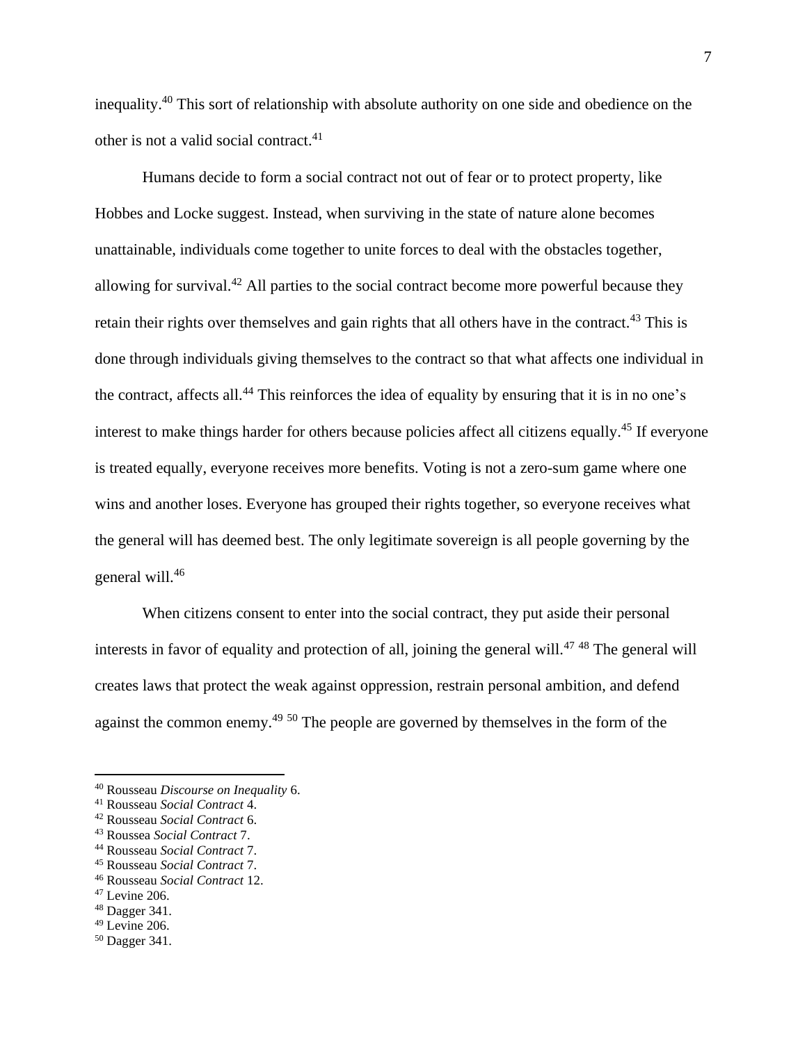inequality.[40] This sort of relationship with absolute authority on one side and obedience on the other is not a valid social contract.[41]

Humans decide to form a social contract not out of fear or to protect property, like Hobbes and Locke suggest. Instead, when surviving in the state of nature alone becomes unattainable, individuals come together to unite forces to deal with the obstacles together, allowing for survival.[42] All parties to the social contract become more powerful because they retain their rights over themselves and gain rights that all others have in the contract.[43] This is done through individuals giving themselves to the contract so that what affects one individual in the contract, affects all.[44] This reinforces the idea of equality by ensuring that it is in no one's interest to make things harder for others because policies affect all citizens equally.[45] If everyone is treated equally, everyone receives more benefits. Voting is not a zero-sum game where one wins and another loses. Everyone has grouped their rights together, so everyone receives what the general will has deemed best. The only legitimate sovereign is all people governing by the general will.[46]

When citizens consent to enter into the social contract, they put aside their personal interests in favor of equality and protection of all, joining the general will.[47] [48] The general will creates laws that protect the weak against oppression, restrain personal ambition, and defend against the common enemy.[49] [50] The people are governed by themselves in the form of the

---

[40] Rousseau *Discourse on Inequality* 6.
[41] Rousseau *Social Contract* 4.
[42] Rousseau *Social Contract* 6.
[43] Roussea *Social Contract* 7.
[44] Rousseau *Social Contract* 7.
[45] Rousseau *Social Contract* 7.
[46] Rousseau *Social Contract* 12.
[47] Levine 206.
[48] Dagger 341.
[49] Levine 206.
[50] Dagger 341.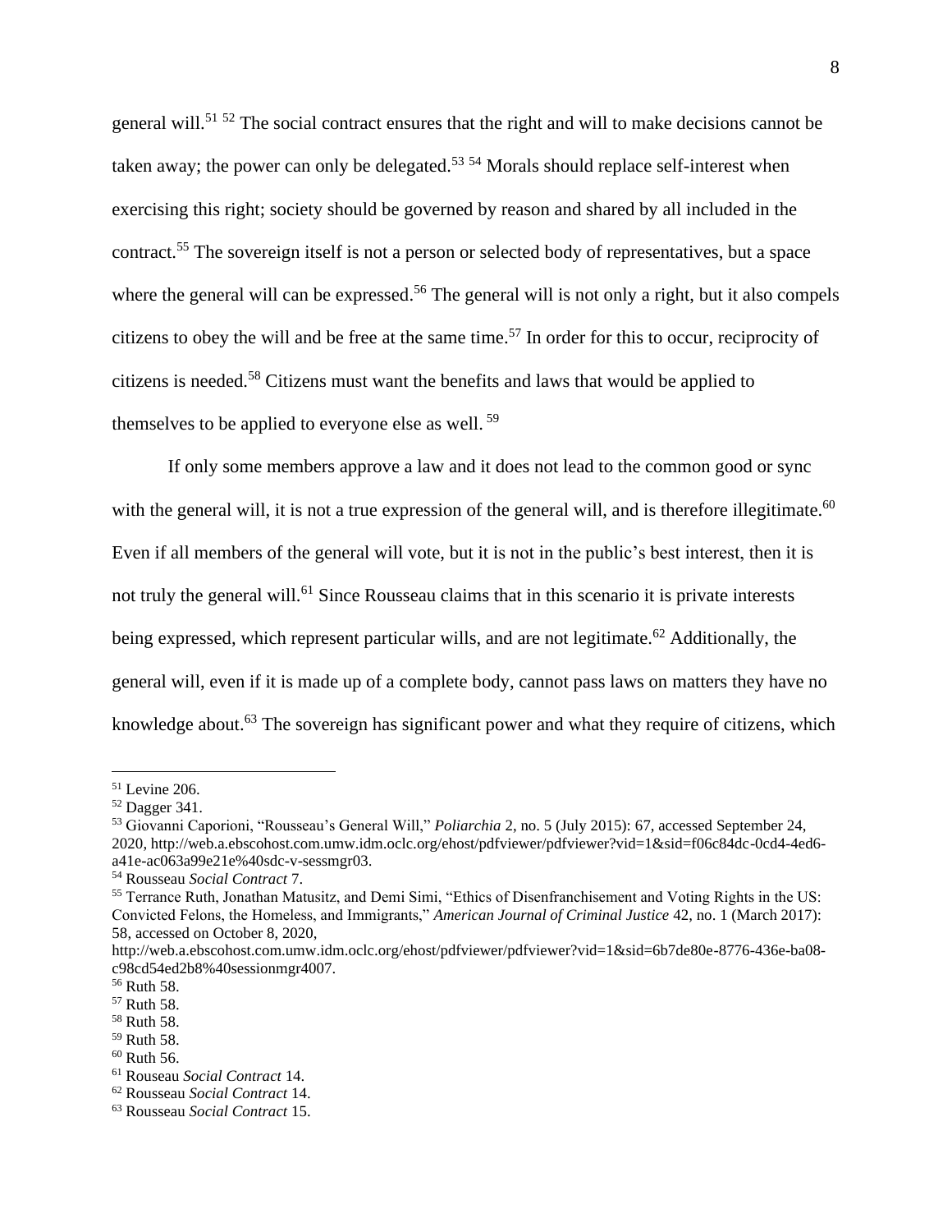general will.[51] [52] The social contract ensures that the right and will to make decisions cannot be taken away; the power can only be delegated.[53] [54] Morals should replace self-interest when exercising this right; society should be governed by reason and shared by all included in the contract.[55] The sovereign itself is not a person or selected body of representatives, but a space where the general will can be expressed.[56] The general will is not only a right, but it also compels citizens to obey the will and be free at the same time.[57] In order for this to occur, reciprocity of citizens is needed.[58] Citizens must want the benefits and laws that would be applied to themselves to be applied to everyone else as well. [59]

If only some members approve a law and it does not lead to the common good or sync with the general will, it is not a true expression of the general will, and is therefore illegitimate.[60] Even if all members of the general will vote, but it is not in the public's best interest, then it is not truly the general will.[61] Since Rousseau claims that in this scenario it is private interests being expressed, which represent particular wills, and are not legitimate.[62] Additionally, the general will, even if it is made up of a complete body, cannot pass laws on matters they have no knowledge about.[63] The sovereign has significant power and what they require of citizens, which

---

[51] Levine 206.

[52] Dagger 341.

[53] Giovanni Caporioni, "Rousseau's General Will," *Poliarchia* 2, no. 5 (July 2015): 67, accessed September 24, 2020, http://web.a.ebscohost.com.umw.idm.oclc.org/ehost/pdfviewer/pdfviewer?vid=1&sid=f06c84dc-0cd4-4ed6-a41e-ac063a99e21e%40sdc-v-sessmgr03.

[54] Rousseau *Social Contract* 7.

[55] Terrance Ruth, Jonathan Matusitz, and Demi Simi, "Ethics of Disenfranchisement and Voting Rights in the US: Convicted Felons, the Homeless, and Immigrants," *American Journal of Criminal Justice* 42, no. 1 (March 2017): 58, accessed on October 8, 2020, http://web.a.ebscohost.com.umw.idm.oclc.org/ehost/pdfviewer/pdfviewer?vid=1&sid=6b7de80e-8776-436e-ba08-c98cd54ed2b8%40sessionmgr4007.

[56] Ruth 58.

[57] Ruth 58.

[58] Ruth 58.

[59] Ruth 58.

[60] Ruth 56.

[61] Rouseau *Social Contract* 14.

[62] Rousseau *Social Contract* 14.

[63] Rousseau *Social Contract* 15.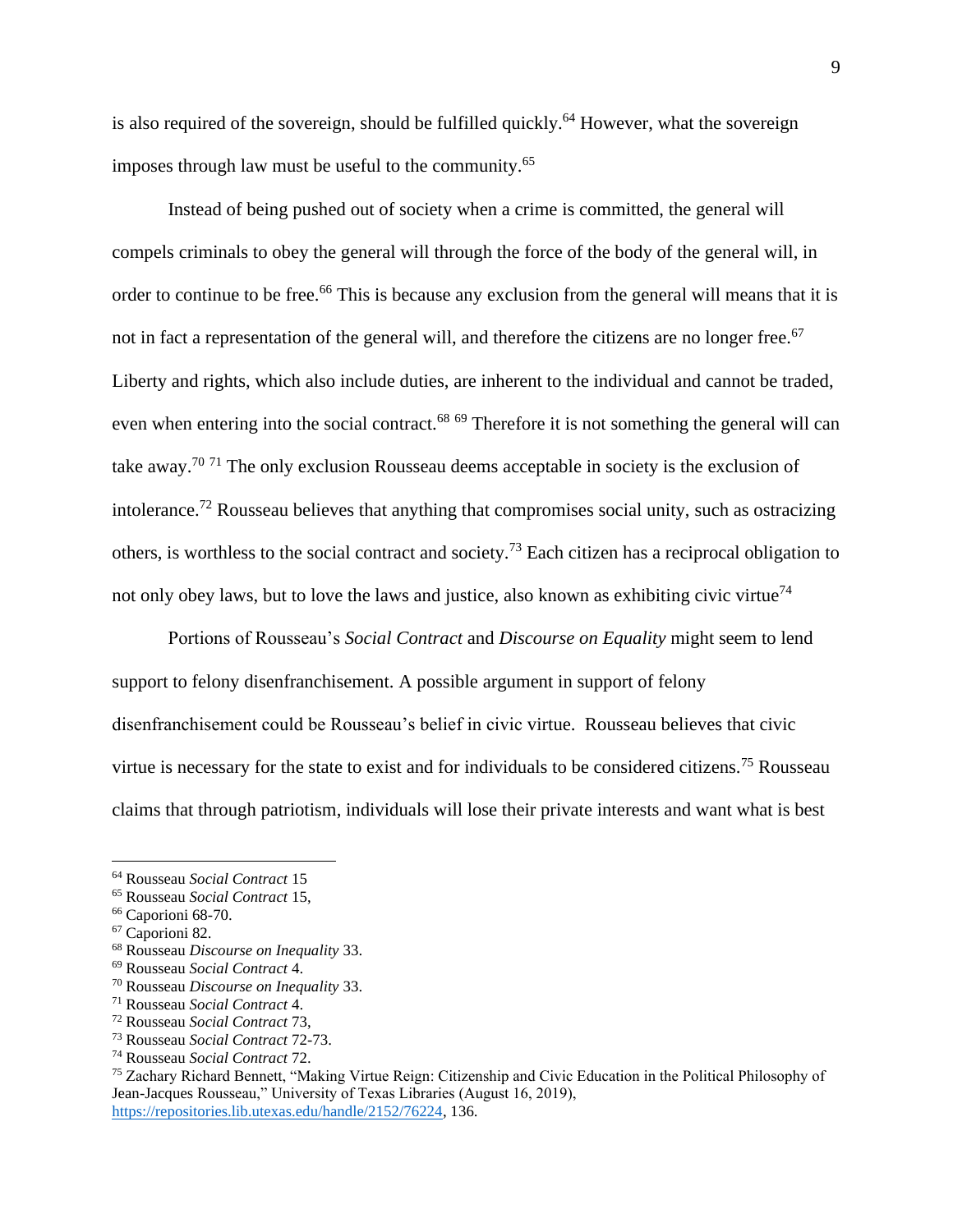is also required of the sovereign, should be fulfilled quickly.[64] However, what the sovereign imposes through law must be useful to the community.[65]

Instead of being pushed out of society when a crime is committed, the general will compels criminals to obey the general will through the force of the body of the general will, in order to continue to be free.[66] This is because any exclusion from the general will means that it is not in fact a representation of the general will, and therefore the citizens are no longer free.[67] Liberty and rights, which also include duties, are inherent to the individual and cannot be traded, even when entering into the social contract.[68] [69] Therefore it is not something the general will can take away.[70] [71] The only exclusion Rousseau deems acceptable in society is the exclusion of intolerance.[72] Rousseau believes that anything that compromises social unity, such as ostracizing others, is worthless to the social contract and society.[73] Each citizen has a reciprocal obligation to not only obey laws, but to love the laws and justice, also known as exhibiting civic virtue[74]

Portions of Rousseau's *Social Contract* and *Discourse on Equality* might seem to lend support to felony disenfranchisement. A possible argument in support of felony disenfranchisement could be Rousseau's belief in civic virtue. Rousseau believes that civic virtue is necessary for the state to exist and for individuals to be considered citizens.[75] Rousseau claims that through patriotism, individuals will lose their private interests and want what is best

---

[64] Rousseau *Social Contract* 15

[65] Rousseau *Social Contract* 15,

[66] Caporioni 68-70.

[67] Caporioni 82.

[68] Rousseau *Discourse on Inequality* 33.

[69] Rousseau *Social Contract* 4.

[70] Rousseau *Discourse on Inequality* 33.

[71] Rousseau *Social Contract* 4.

[72] Rousseau *Social Contract* 73,

[73] Rousseau *Social Contract* 72-73.

[74] Rousseau *Social Contract* 72.

[75] Zachary Richard Bennett, "Making Virtue Reign: Citizenship and Civic Education in the Political Philosophy of Jean-Jacques Rousseau," University of Texas Libraries (August 16, 2019), https://repositories.lib.utexas.edu/handle/2152/76224, 136.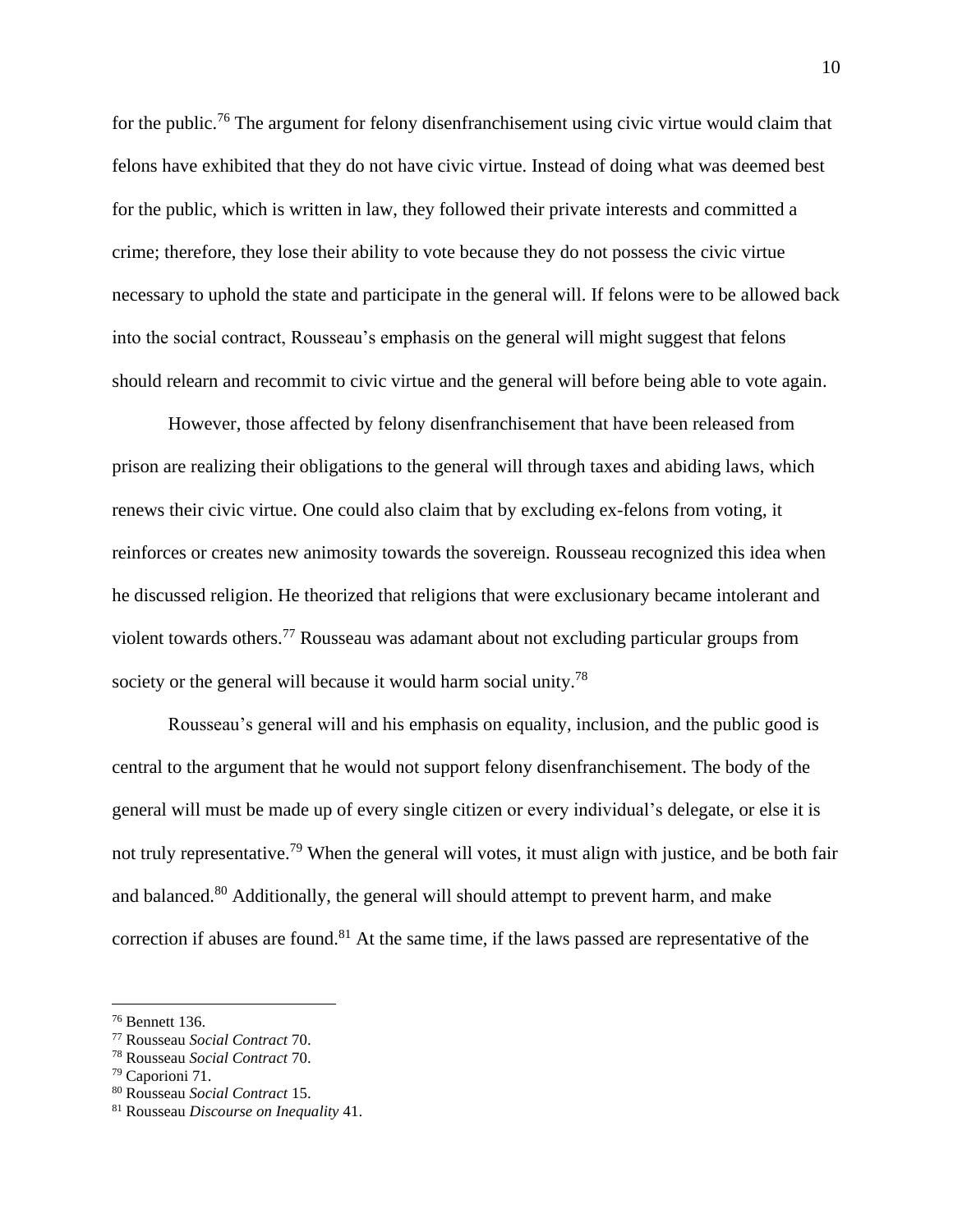for the public.[76] The argument for felony disenfranchisement using civic virtue would claim that felons have exhibited that they do not have civic virtue. Instead of doing what was deemed best for the public, which is written in law, they followed their private interests and committed a crime; therefore, they lose their ability to vote because they do not possess the civic virtue necessary to uphold the state and participate in the general will. If felons were to be allowed back into the social contract, Rousseau's emphasis on the general will might suggest that felons should relearn and recommit to civic virtue and the general will before being able to vote again.

However, those affected by felony disenfranchisement that have been released from prison are realizing their obligations to the general will through taxes and abiding laws, which renews their civic virtue. One could also claim that by excluding ex-felons from voting, it reinforces or creates new animosity towards the sovereign. Rousseau recognized this idea when he discussed religion. He theorized that religions that were exclusionary became intolerant and violent towards others.[77] Rousseau was adamant about not excluding particular groups from society or the general will because it would harm social unity.[78]

Rousseau's general will and his emphasis on equality, inclusion, and the public good is central to the argument that he would not support felony disenfranchisement. The body of the general will must be made up of every single citizen or every individual's delegate, or else it is not truly representative.[79] When the general will votes, it must align with justice, and be both fair and balanced.[80] Additionally, the general will should attempt to prevent harm, and make correction if abuses are found.[81] At the same time, if the laws passed are representative of the

---

[76] Bennett 136.

[77] Rousseau *Social Contract* 70.

[78] Rousseau *Social Contract* 70.

[79] Caporioni 71.

[80] Rousseau *Social Contract* 15.

[81] Rousseau *Discourse on Inequality* 41.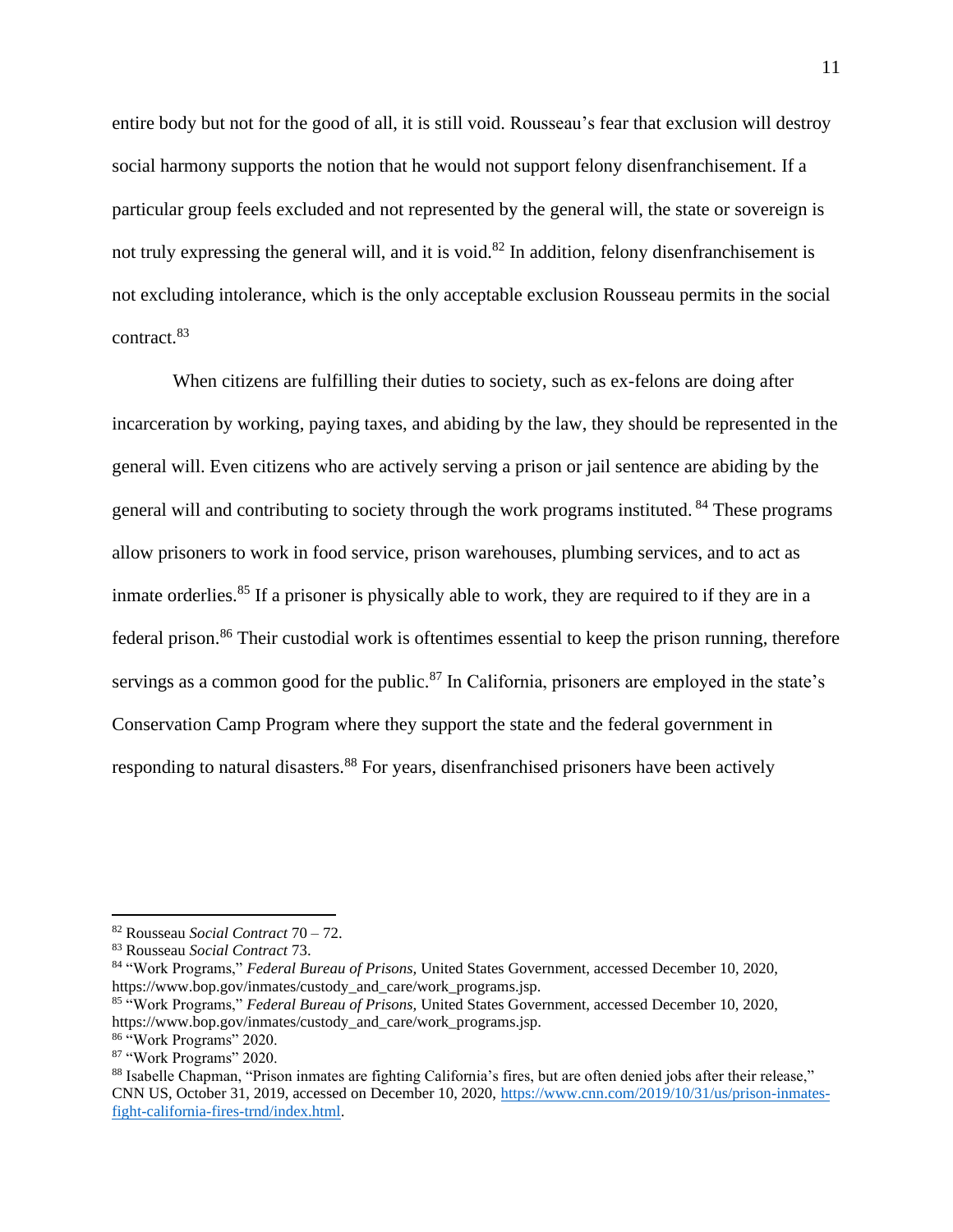entire body but not for the good of all, it is still void. Rousseau's fear that exclusion will destroy social harmony supports the notion that he would not support felony disenfranchisement. If a particular group feels excluded and not represented by the general will, the state or sovereign is not truly expressing the general will, and it is void.[82] In addition, felony disenfranchisement is not excluding intolerance, which is the only acceptable exclusion Rousseau permits in the social contract.[83]

When citizens are fulfilling their duties to society, such as ex-felons are doing after incarceration by working, paying taxes, and abiding by the law, they should be represented in the general will. Even citizens who are actively serving a prison or jail sentence are abiding by the general will and contributing to society through the work programs instituted. [84] These programs allow prisoners to work in food service, prison warehouses, plumbing services, and to act as inmate orderlies.[85] If a prisoner is physically able to work, they are required to if they are in a federal prison.[86] Their custodial work is oftentimes essential to keep the prison running, therefore servings as a common good for the public.[87] In California, prisoners are employed in the state's Conservation Camp Program where they support the state and the federal government in responding to natural disasters.[88] For years, disenfranchised prisoners have been actively

---

[82] Rousseau *Social Contract* 70 – 72.

[83] Rousseau *Social Contract* 73.

[84] "Work Programs," *Federal Bureau of Prisons,* United States Government, accessed December 10, 2020, https://www.bop.gov/inmates/custody_and_care/work_programs.jsp.

[85] "Work Programs," *Federal Bureau of Prisons,* United States Government, accessed December 10, 2020, https://www.bop.gov/inmates/custody_and_care/work_programs.jsp.

[86] "Work Programs" 2020.

[87] "Work Programs" 2020.

[88] Isabelle Chapman, "Prison inmates are fighting California's fires, but are often denied jobs after their release," CNN US, October 31, 2019, accessed on December 10, 2020, https://www.cnn.com/2019/10/31/us/prison-inmates-fight-california-fires-trnd/index.html.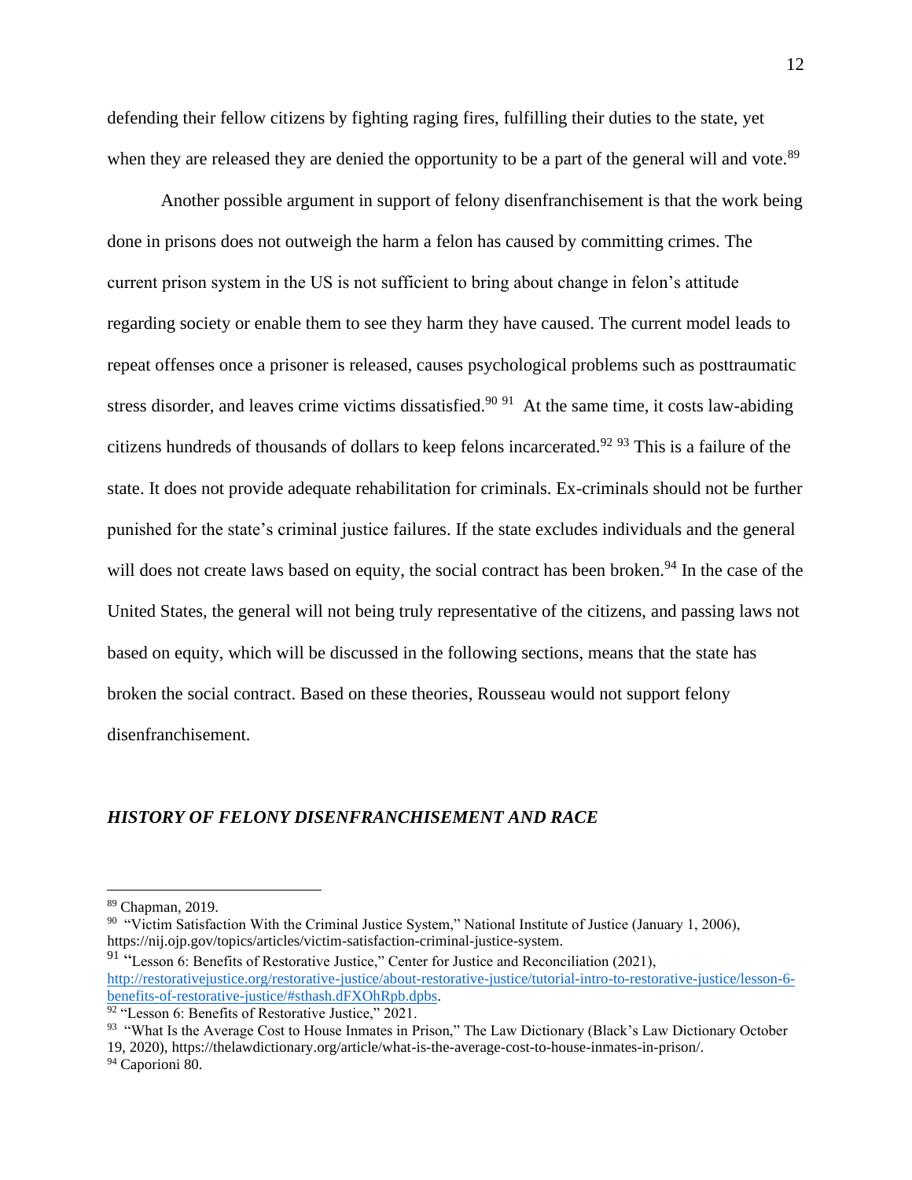defending their fellow citizens by fighting raging fires, fulfilling their duties to the state, yet when they are released they are denied the opportunity to be a part of the general will and vote.[89]

Another possible argument in support of felony disenfranchisement is that the work being done in prisons does not outweigh the harm a felon has caused by committing crimes. The current prison system in the US is not sufficient to bring about change in felon's attitude regarding society or enable them to see they harm they have caused. The current model leads to repeat offenses once a prisoner is released, causes psychological problems such as posttraumatic stress disorder, and leaves crime victims dissatisfied.[90] [91] At the same time, it costs law-abiding citizens hundreds of thousands of dollars to keep felons incarcerated.[92] [93] This is a failure of the state. It does not provide adequate rehabilitation for criminals. Ex-criminals should not be further punished for the state's criminal justice failures. If the state excludes individuals and the general will does not create laws based on equity, the social contract has been broken.[94] In the case of the United States, the general will not being truly representative of the citizens, and passing laws not based on equity, which will be discussed in the following sections, means that the state has broken the social contract. Based on these theories, Rousseau would not support felony disenfranchisement.

### ***HISTORY OF FELONY DISENFRANCHISEMENT AND RACE***

---

[89] Chapman, 2019.

[90] "Victim Satisfaction With the Criminal Justice System," National Institute of Justice (January 1, 2006), https://nij.ojp.gov/topics/articles/victim-satisfaction-criminal-justice-system.

[91] "Lesson 6: Benefits of Restorative Justice," Center for Justice and Reconciliation (2021), http://restorativejustice.org/restorative-justice/about-restorative-justice/tutorial-intro-to-restorative-justice/lesson-6-benefits-of-restorative-justice/#sthash.dFXOhRpb.dpbs.

[92] "Lesson 6: Benefits of Restorative Justice," 2021.

[93] "What Is the Average Cost to House Inmates in Prison," The Law Dictionary (Black's Law Dictionary October 19, 2020), https://thelawdictionary.org/article/what-is-the-average-cost-to-house-inmates-in-prison/.

[94] Caporioni 80.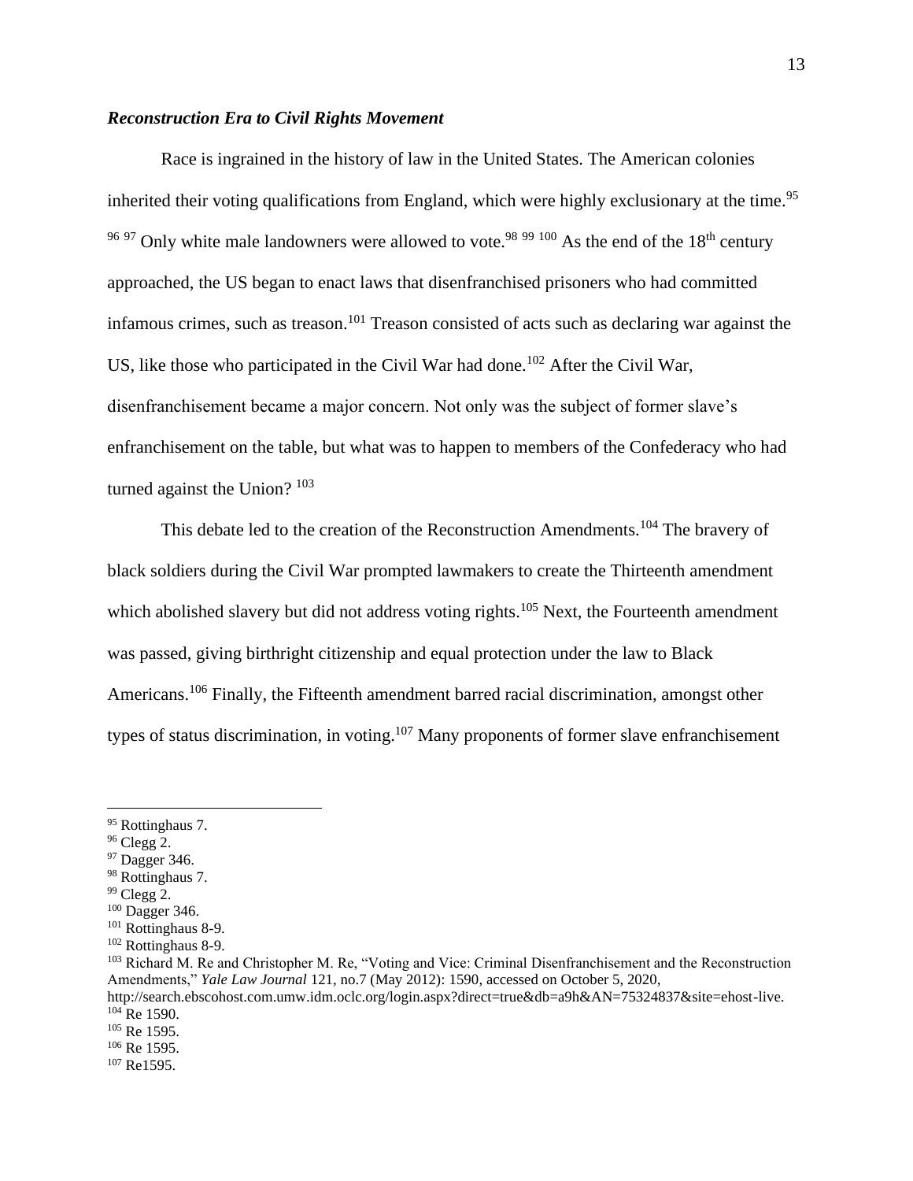### *Reconstruction Era to Civil Rights Movement*

Race is ingrained in the history of law in the United States. The American colonies inherited their voting qualifications from England, which were highly exclusionary at the time.[95] [96] [97] Only white male landowners were allowed to vote.[98] [99] [100] As the end of the 18th century approached, the US began to enact laws that disenfranchised prisoners who had committed infamous crimes, such as treason.[101] Treason consisted of acts such as declaring war against the US, like those who participated in the Civil War had done.[102] After the Civil War, disenfranchisement became a major concern. Not only was the subject of former slave's enfranchisement on the table, but what was to happen to members of the Confederacy who had turned against the Union? [103]

This debate led to the creation of the Reconstruction Amendments.[104] The bravery of black soldiers during the Civil War prompted lawmakers to create the Thirteenth amendment which abolished slavery but did not address voting rights.[105] Next, the Fourteenth amendment was passed, giving birthright citizenship and equal protection under the law to Black Americans.[106] Finally, the Fifteenth amendment barred racial discrimination, amongst other types of status discrimination, in voting.[107] Many proponents of former slave enfranchisement

---

[95] Rottinghaus 7.
[96] Clegg 2.
[97] Dagger 346.
[98] Rottinghaus 7.
[99] Clegg 2.
[100] Dagger 346.
[101] Rottinghaus 8-9.
[102] Rottinghaus 8-9.
[103] Richard M. Re and Christopher M. Re, "Voting and Vice: Criminal Disenfranchisement and the Reconstruction Amendments," *Yale Law Journal* 121, no.7 (May 2012): 1590, accessed on October 5, 2020, http://search.ebscohost.com.umw.idm.oclc.org/login.aspx?direct=true&db=a9h&AN=75324837&site=ehost-live.
[104] Re 1590.
[105] Re 1595.
[106] Re 1595.
[107] Re1595.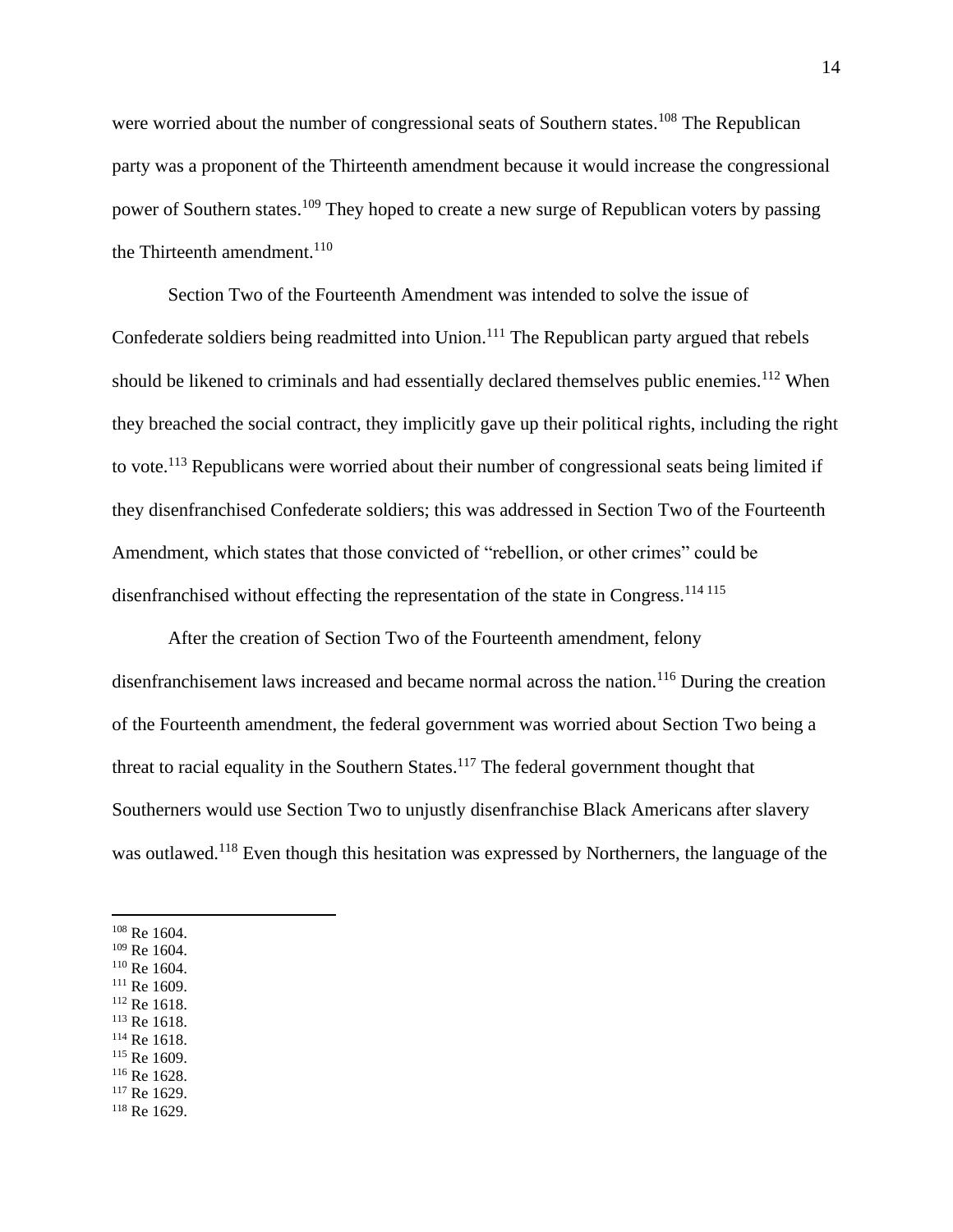were worried about the number of congressional seats of Southern states.[108] The Republican party was a proponent of the Thirteenth amendment because it would increase the congressional power of Southern states.[109] They hoped to create a new surge of Republican voters by passing the Thirteenth amendment.[110]

Section Two of the Fourteenth Amendment was intended to solve the issue of Confederate soldiers being readmitted into Union.[111] The Republican party argued that rebels should be likened to criminals and had essentially declared themselves public enemies.[112] When they breached the social contract, they implicitly gave up their political rights, including the right to vote.[113] Republicans were worried about their number of congressional seats being limited if they disenfranchised Confederate soldiers; this was addressed in Section Two of the Fourteenth Amendment, which states that those convicted of "rebellion, or other crimes" could be disenfranchised without effecting the representation of the state in Congress.[114] [115]

After the creation of Section Two of the Fourteenth amendment, felony disenfranchisement laws increased and became normal across the nation.[116] During the creation of the Fourteenth amendment, the federal government was worried about Section Two being a threat to racial equality in the Southern States.[117] The federal government thought that Southerners would use Section Two to unjustly disenfranchise Black Americans after slavery was outlawed.[118] Even though this hesitation was expressed by Northerners, the language of the

[108] Re 1604.
[109] Re 1604.
[110] Re 1604.
[111] Re 1609.
[112] Re 1618.
[113] Re 1618.
[114] Re 1618.
[115] Re 1609.
[116] Re 1628.
[117] Re 1629.
[118] Re 1629.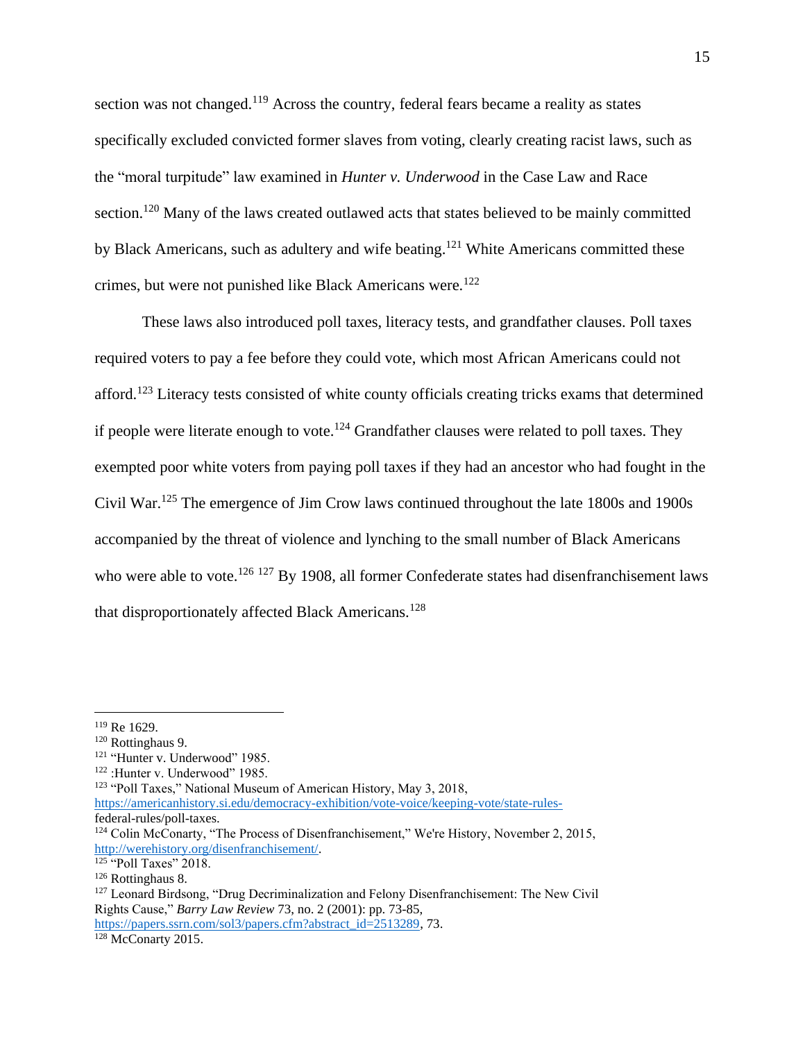section was not changed.[119] Across the country, federal fears became a reality as states specifically excluded convicted former slaves from voting, clearly creating racist laws, such as the "moral turpitude" law examined in *Hunter v. Underwood* in the Case Law and Race section.[120] Many of the laws created outlawed acts that states believed to be mainly committed by Black Americans, such as adultery and wife beating.[121] White Americans committed these crimes, but were not punished like Black Americans were.[122]

These laws also introduced poll taxes, literacy tests, and grandfather clauses. Poll taxes required voters to pay a fee before they could vote, which most African Americans could not afford.[123] Literacy tests consisted of white county officials creating tricks exams that determined if people were literate enough to vote.[124] Grandfather clauses were related to poll taxes. They exempted poor white voters from paying poll taxes if they had an ancestor who had fought in the Civil War.[125] The emergence of Jim Crow laws continued throughout the late 1800s and 1900s accompanied by the threat of violence and lynching to the small number of Black Americans who were able to vote.[126] [127] By 1908, all former Confederate states had disenfranchisement laws that disproportionately affected Black Americans.[128]

---

[119] Re 1629.

[120] Rottinghaus 9.

[121] "Hunter v. Underwood" 1985.

[122] :Hunter v. Underwood" 1985.

[123] "Poll Taxes," National Museum of American History, May 3, 2018, https://americanhistory.si.edu/democracy-exhibition/vote-voice/keeping-vote/state-rules-federal-rules/poll-taxes.

[124] Colin McConarty, "The Process of Disenfranchisement," We're History, November 2, 2015, http://werehistory.org/disenfranchisement/.

[125] "Poll Taxes" 2018.

[126] Rottinghaus 8.

[127] Leonard Birdsong, "Drug Decriminalization and Felony Disenfranchisement: The New Civil Rights Cause," *Barry Law Review* 73, no. 2 (2001): pp. 73-85, https://papers.ssrn.com/sol3/papers.cfm?abstract_id=2513289, 73.

[128] McConarty 2015.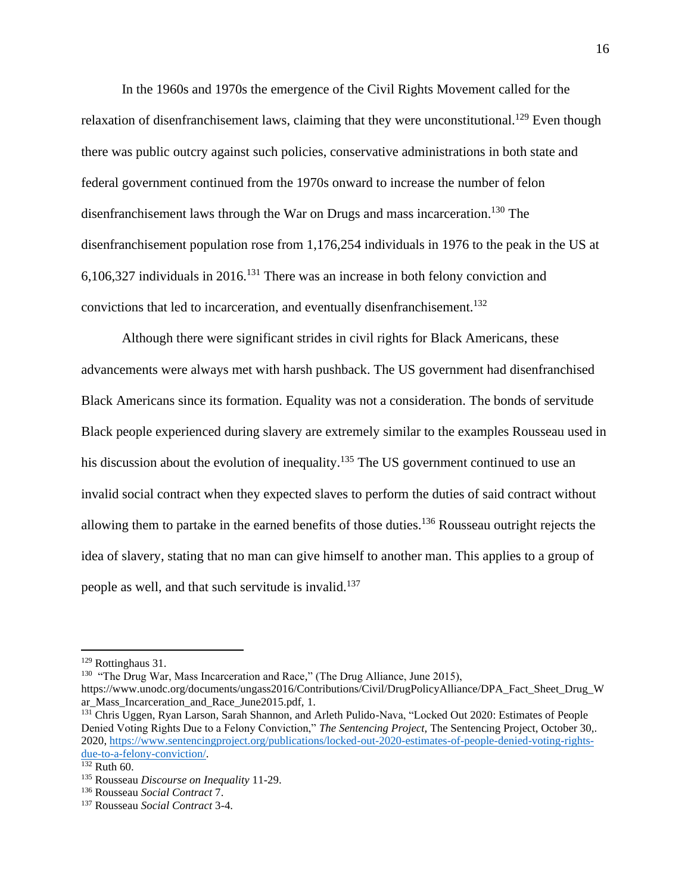In the 1960s and 1970s the emergence of the Civil Rights Movement called for the relaxation of disenfranchisement laws, claiming that they were unconstitutional.[129] Even though there was public outcry against such policies, conservative administrations in both state and federal government continued from the 1970s onward to increase the number of felon disenfranchisement laws through the War on Drugs and mass incarceration.[130] The disenfranchisement population rose from 1,176,254 individuals in 1976 to the peak in the US at 6,106,327 individuals in 2016.[131] There was an increase in both felony conviction and convictions that led to incarceration, and eventually disenfranchisement.[132]

Although there were significant strides in civil rights for Black Americans, these advancements were always met with harsh pushback. The US government had disenfranchised Black Americans since its formation. Equality was not a consideration. The bonds of servitude Black people experienced during slavery are extremely similar to the examples Rousseau used in his discussion about the evolution of inequality.[135] The US government continued to use an invalid social contract when they expected slaves to perform the duties of said contract without allowing them to partake in the earned benefits of those duties.[136] Rousseau outright rejects the idea of slavery, stating that no man can give himself to another man. This applies to a group of people as well, and that such servitude is invalid.[137]

---

[129] Rottinghaus 31.

[130] "The Drug War, Mass Incarceration and Race," (The Drug Alliance, June 2015), https://www.unodc.org/documents/ungass2016/Contributions/Civil/DrugPolicyAlliance/DPA_Fact_Sheet_Drug_War_Mass_Incarceration_and_Race_June2015.pdf, 1.

[131] Chris Uggen, Ryan Larson, Sarah Shannon, and Arleth Pulido-Nava, "Locked Out 2020: Estimates of People Denied Voting Rights Due to a Felony Conviction," *The Sentencing Project*, The Sentencing Project, October 30,. 2020, https://www.sentencingproject.org/publications/locked-out-2020-estimates-of-people-denied-voting-rights-due-to-a-felony-conviction/.

[132] Ruth 60.

[135] Rousseau *Discourse on Inequality* 11-29.

[136] Rousseau *Social Contract* 7.

[137] Rousseau *Social Contract* 3-4.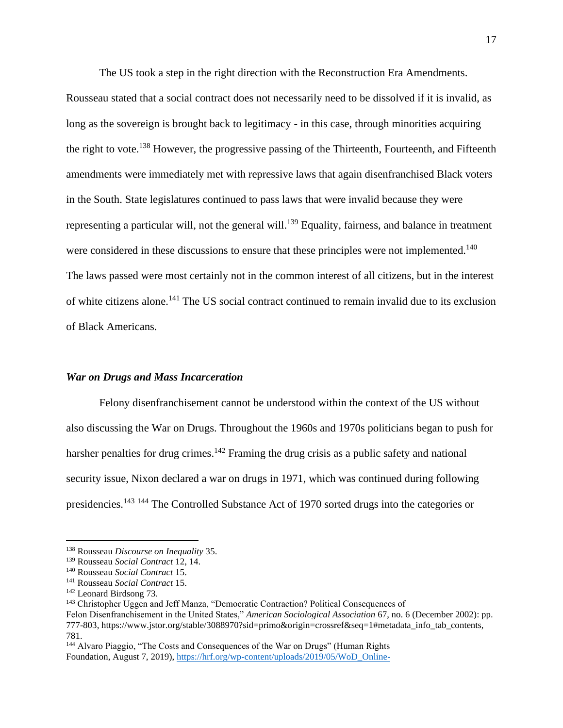The US took a step in the right direction with the Reconstruction Era Amendments. Rousseau stated that a social contract does not necessarily need to be dissolved if it is invalid, as long as the sovereign is brought back to legitimacy - in this case, through minorities acquiring the right to vote.[138] However, the progressive passing of the Thirteenth, Fourteenth, and Fifteenth amendments were immediately met with repressive laws that again disenfranchised Black voters in the South. State legislatures continued to pass laws that were invalid because they were representing a particular will, not the general will.[139] Equality, fairness, and balance in treatment were considered in these discussions to ensure that these principles were not implemented.[140] The laws passed were most certainly not in the common interest of all citizens, but in the interest of white citizens alone.[141] The US social contract continued to remain invalid due to its exclusion of Black Americans.

### *War on Drugs and Mass Incarceration*

Felony disenfranchisement cannot be understood within the context of the US without also discussing the War on Drugs. Throughout the 1960s and 1970s politicians began to push for harsher penalties for drug crimes.[142] Framing the drug crisis as a public safety and national security issue, Nixon declared a war on drugs in 1971, which was continued during following presidencies.[143] [144] The Controlled Substance Act of 1970 sorted drugs into the categories or

---

[138] Rousseau *Discourse on Inequality* 35.

[139] Rousseau *Social Contract* 12, 14.

[140] Rousseau *Social Contract* 15.

[141] Rousseau *Social Contract* 15.

[142] Leonard Birdsong 73.

[143] Christopher Uggen and Jeff Manza, "Democratic Contraction? Political Consequences of Felon Disenfranchisement in the United States," *American Sociological Association* 67, no. 6 (December 2002): pp. 777-803, https://www.jstor.org/stable/3088970?sid=primo&origin=crossref&seq=1#metadata_info_tab_contents, 781.

[144] Alvaro Piaggio, "The Costs and Consequences of the War on Drugs" (Human Rights Foundation, August 7, 2019), https://hrf.org/wp-content/uploads/2019/05/WoD_Online-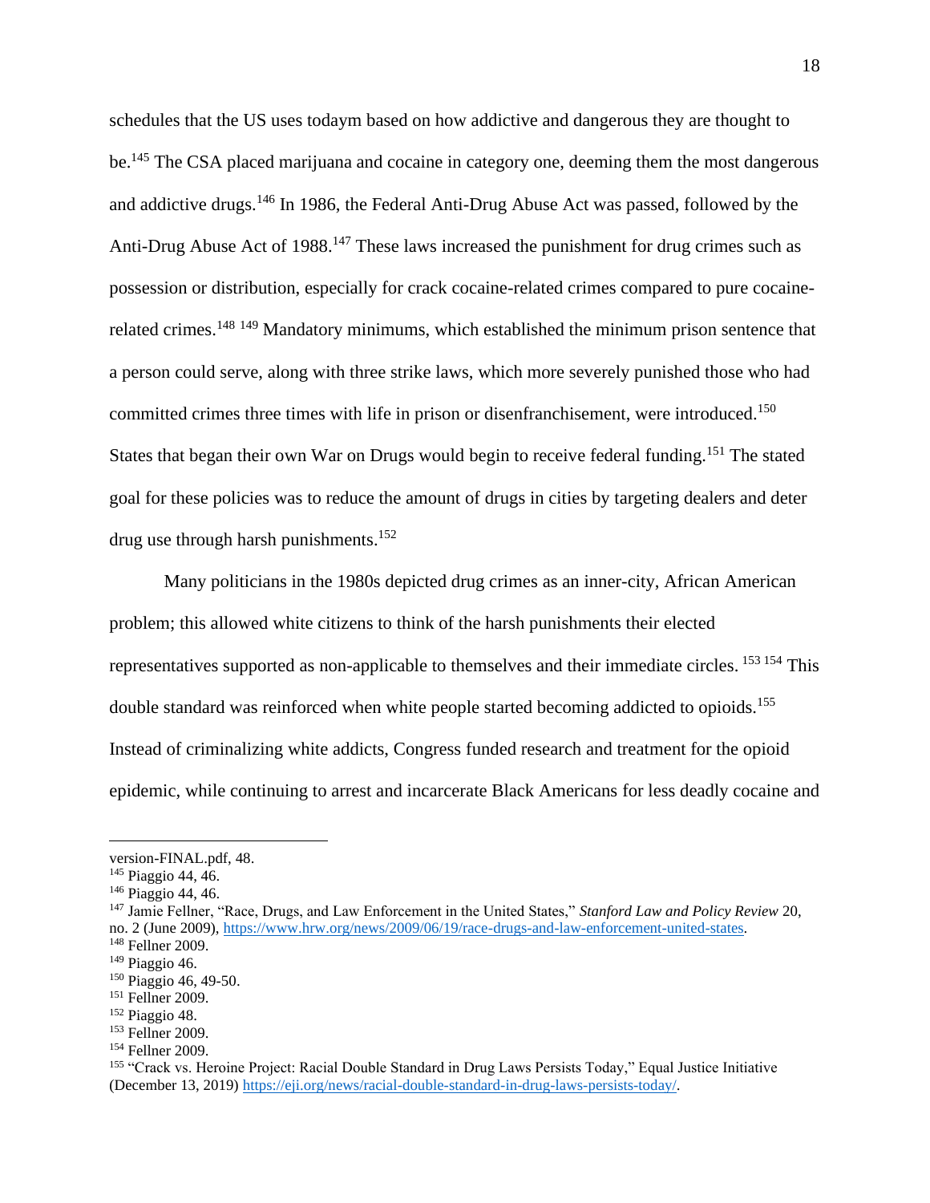schedules that the US uses todaym based on how addictive and dangerous they are thought to be.[145] The CSA placed marijuana and cocaine in category one, deeming them the most dangerous and addictive drugs.[146] In 1986, the Federal Anti-Drug Abuse Act was passed, followed by the Anti-Drug Abuse Act of 1988.[147] These laws increased the punishment for drug crimes such as possession or distribution, especially for crack cocaine-related crimes compared to pure cocaine-related crimes.[148] [149] Mandatory minimums, which established the minimum prison sentence that a person could serve, along with three strike laws, which more severely punished those who had committed crimes three times with life in prison or disenfranchisement, were introduced.[150] States that began their own War on Drugs would begin to receive federal funding.[151] The stated goal for these policies was to reduce the amount of drugs in cities by targeting dealers and deter drug use through harsh punishments.[152]

Many politicians in the 1980s depicted drug crimes as an inner-city, African American problem; this allowed white citizens to think of the harsh punishments their elected representatives supported as non-applicable to themselves and their immediate circles. [153] [154] This double standard was reinforced when white people started becoming addicted to opioids.[155] Instead of criminalizing white addicts, Congress funded research and treatment for the opioid epidemic, while continuing to arrest and incarcerate Black Americans for less deadly cocaine and

---

version-FINAL.pdf, 48.

[145] Piaggio 44, 46.

[146] Piaggio 44, 46.

[147] Jamie Fellner, "Race, Drugs, and Law Enforcement in the United States," *Stanford Law and Policy Review* 20, no. 2 (June 2009), https://www.hrw.org/news/2009/06/19/race-drugs-and-law-enforcement-united-states.

[148] Fellner 2009.

[149] Piaggio 46.

[150] Piaggio 46, 49-50.

[151] Fellner 2009.

[152] Piaggio 48.

[153] Fellner 2009.

[154] Fellner 2009.

[155] "Crack vs. Heroine Project: Racial Double Standard in Drug Laws Persists Today," Equal Justice Initiative (December 13, 2019) https://eji.org/news/racial-double-standard-in-drug-laws-persists-today/.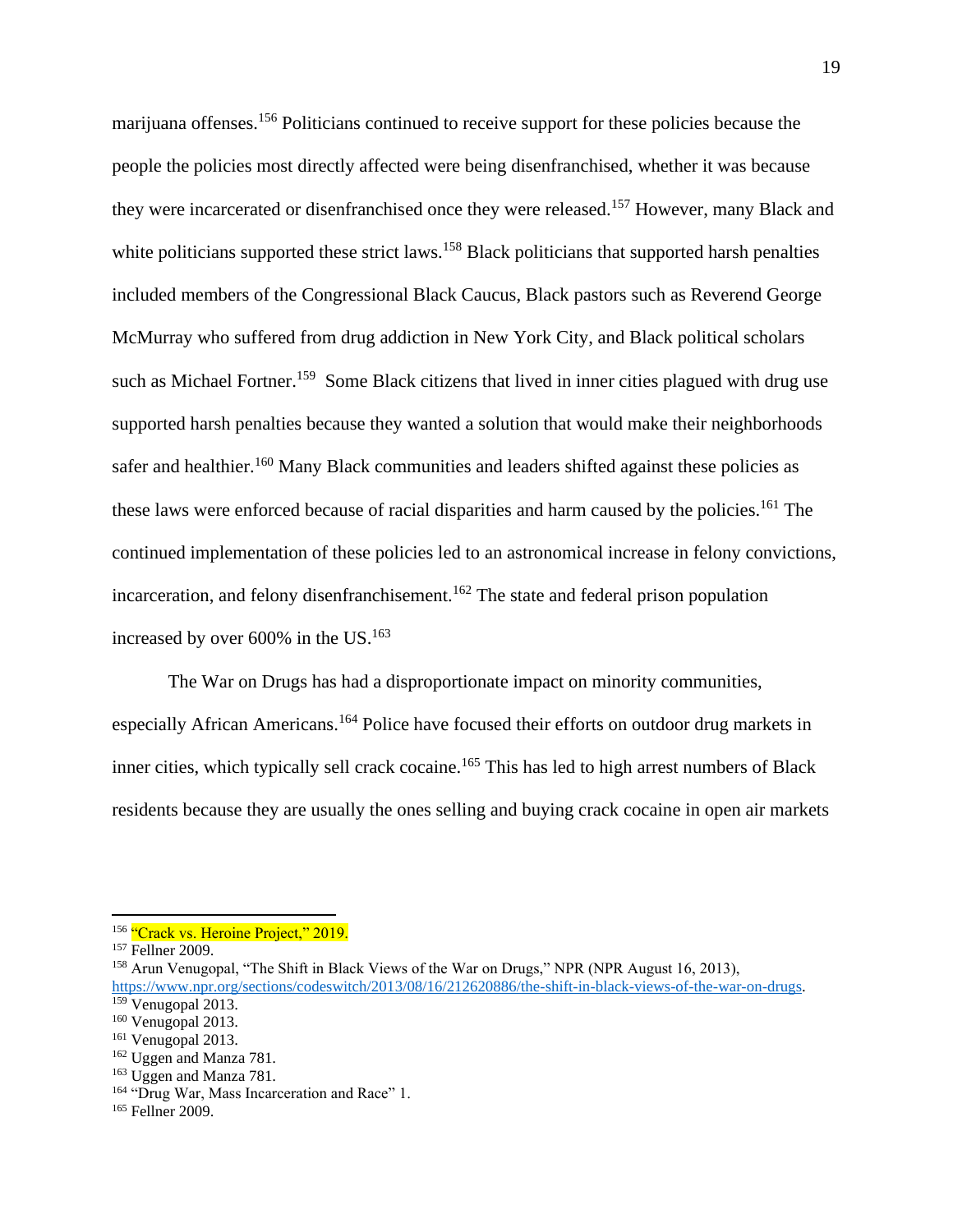marijuana offenses.[156] Politicians continued to receive support for these policies because the people the policies most directly affected were being disenfranchised, whether it was because they were incarcerated or disenfranchised once they were released.[157] However, many Black and white politicians supported these strict laws.[158] Black politicians that supported harsh penalties included members of the Congressional Black Caucus, Black pastors such as Reverend George McMurray who suffered from drug addiction in New York City, and Black political scholars such as Michael Fortner.[159] Some Black citizens that lived in inner cities plagued with drug use supported harsh penalties because they wanted a solution that would make their neighborhoods safer and healthier.[160] Many Black communities and leaders shifted against these policies as these laws were enforced because of racial disparities and harm caused by the policies.[161] The continued implementation of these policies led to an astronomical increase in felony convictions, incarceration, and felony disenfranchisement.[162] The state and federal prison population increased by over 600% in the US.[163]

The War on Drugs has had a disproportionate impact on minority communities, especially African Americans.[164] Police have focused their efforts on outdoor drug markets in inner cities, which typically sell crack cocaine.[165] This has led to high arrest numbers of Black residents because they are usually the ones selling and buying crack cocaine in open air markets

---

[156] "Crack vs. Heroine Project," 2019.

[157] Fellner 2009.

[158] Arun Venugopal, "The Shift in Black Views of the War on Drugs," NPR (NPR August 16, 2013), https://www.npr.org/sections/codeswitch/2013/08/16/212620886/the-shift-in-black-views-of-the-war-on-drugs.

[159] Venugopal 2013.

[160] Venugopal 2013.

[161] Venugopal 2013.

[162] Uggen and Manza 781.

[163] Uggen and Manza 781.

[164] "Drug War, Mass Incarceration and Race" 1.

[165] Fellner 2009.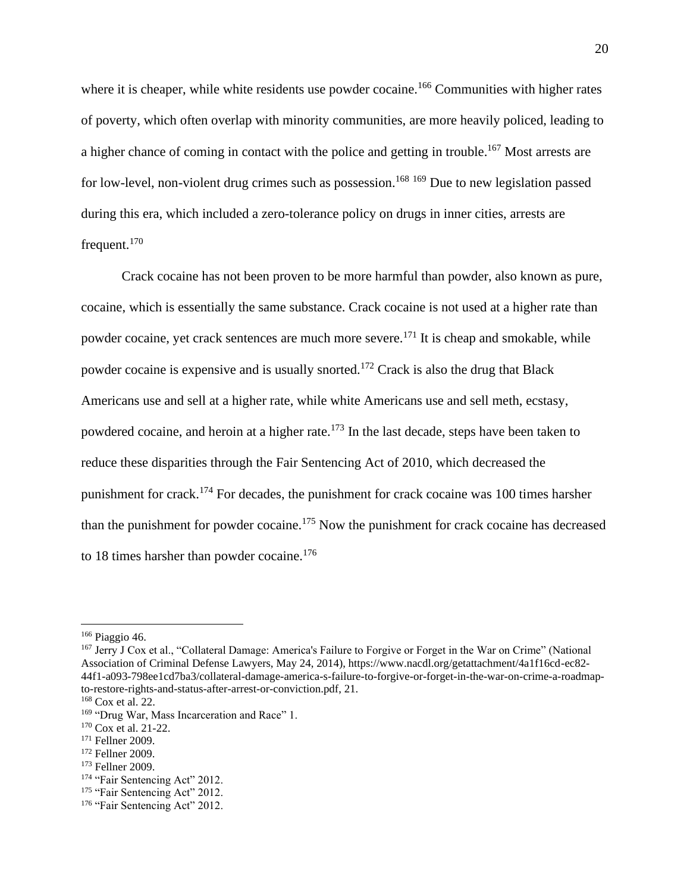where it is cheaper, while white residents use powder cocaine.[166] Communities with higher rates of poverty, which often overlap with minority communities, are more heavily policed, leading to a higher chance of coming in contact with the police and getting in trouble.[167] Most arrests are for low-level, non-violent drug crimes such as possession.[168] [169] Due to new legislation passed during this era, which included a zero-tolerance policy on drugs in inner cities, arrests are frequent.[170]

Crack cocaine has not been proven to be more harmful than powder, also known as pure, cocaine, which is essentially the same substance. Crack cocaine is not used at a higher rate than powder cocaine, yet crack sentences are much more severe.[171] It is cheap and smokable, while powder cocaine is expensive and is usually snorted.[172] Crack is also the drug that Black Americans use and sell at a higher rate, while white Americans use and sell meth, ecstasy, powdered cocaine, and heroin at a higher rate.[173] In the last decade, steps have been taken to reduce these disparities through the Fair Sentencing Act of 2010, which decreased the punishment for crack.[174] For decades, the punishment for crack cocaine was 100 times harsher than the punishment for powder cocaine.[175] Now the punishment for crack cocaine has decreased to 18 times harsher than powder cocaine.[176]

---

[166] Piaggio 46.

[167] Jerry J Cox et al., "Collateral Damage: America's Failure to Forgive or Forget in the War on Crime" (National Association of Criminal Defense Lawyers, May 24, 2014), https://www.nacdl.org/getattachment/4a1f16cd-ec82-44f1-a093-798ee1cd7ba3/collateral-damage-america-s-failure-to-forgive-or-forget-in-the-war-on-crime-a-roadmap-to-restore-rights-and-status-after-arrest-or-conviction.pdf, 21.

[168] Cox et al. 22.

[169] "Drug War, Mass Incarceration and Race" 1.

[170] Cox et al. 21-22.

[171] Fellner 2009.

[172] Fellner 2009.

[173] Fellner 2009.

[174] "Fair Sentencing Act" 2012.

[175] "Fair Sentencing Act" 2012.

[176] "Fair Sentencing Act" 2012.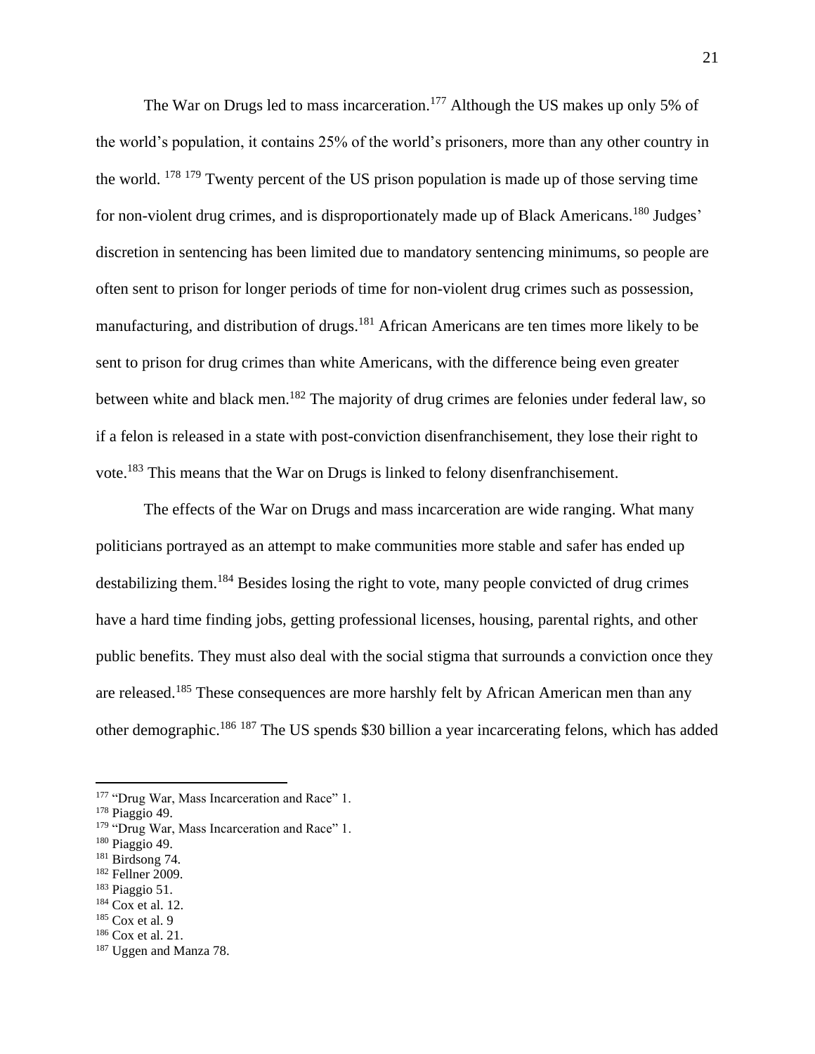The War on Drugs led to mass incarceration.[177] Although the US makes up only 5% of the world's population, it contains 25% of the world's prisoners, more than any other country in the world. [178] [179] Twenty percent of the US prison population is made up of those serving time for non-violent drug crimes, and is disproportionately made up of Black Americans.[180] Judges' discretion in sentencing has been limited due to mandatory sentencing minimums, so people are often sent to prison for longer periods of time for non-violent drug crimes such as possession, manufacturing, and distribution of drugs.[181] African Americans are ten times more likely to be sent to prison for drug crimes than white Americans, with the difference being even greater between white and black men.[182] The majority of drug crimes are felonies under federal law, so if a felon is released in a state with post-conviction disenfranchisement, they lose their right to vote.[183] This means that the War on Drugs is linked to felony disenfranchisement.

The effects of the War on Drugs and mass incarceration are wide ranging. What many politicians portrayed as an attempt to make communities more stable and safer has ended up destabilizing them.[184] Besides losing the right to vote, many people convicted of drug crimes have a hard time finding jobs, getting professional licenses, housing, parental rights, and other public benefits. They must also deal with the social stigma that surrounds a conviction once they are released.[185] These consequences are more harshly felt by African American men than any other demographic.[186] [187] The US spends $30 billion a year incarcerating felons, which has added

---

[177] "Drug War, Mass Incarceration and Race" 1.
[178] Piaggio 49.
[179] "Drug War, Mass Incarceration and Race" 1.
[180] Piaggio 49.
[181] Birdsong 74.
[182] Fellner 2009.
[183] Piaggio 51.
[184] Cox et al. 12.
[185] Cox et al. 9
[186] Cox et al. 21.
[187] Uggen and Manza 78.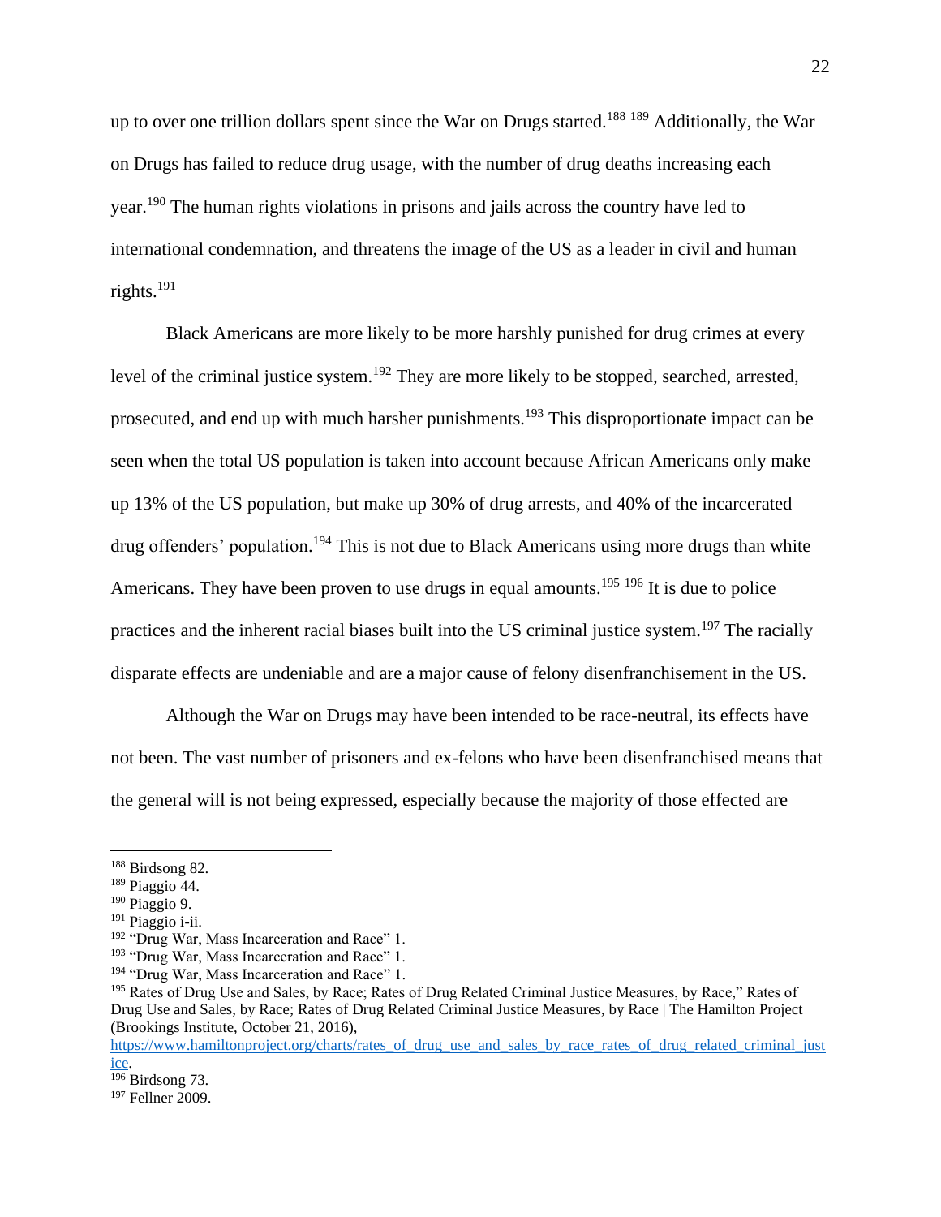up to over one trillion dollars spent since the War on Drugs started.[188] [189] Additionally, the War on Drugs has failed to reduce drug usage, with the number of drug deaths increasing each year.[190] The human rights violations in prisons and jails across the country have led to international condemnation, and threatens the image of the US as a leader in civil and human rights.[191]

Black Americans are more likely to be more harshly punished for drug crimes at every level of the criminal justice system.[192] They are more likely to be stopped, searched, arrested, prosecuted, and end up with much harsher punishments.[193] This disproportionate impact can be seen when the total US population is taken into account because African Americans only make up 13% of the US population, but make up 30% of drug arrests, and 40% of the incarcerated drug offenders' population.[194] This is not due to Black Americans using more drugs than white Americans. They have been proven to use drugs in equal amounts.[195] [196] It is due to police practices and the inherent racial biases built into the US criminal justice system.[197] The racially disparate effects are undeniable and are a major cause of felony disenfranchisement in the US.

Although the War on Drugs may have been intended to be race-neutral, its effects have not been. The vast number of prisoners and ex-felons who have been disenfranchised means that the general will is not being expressed, especially because the majority of those effected are

---

[188] Birdsong 82.

[189] Piaggio 44.

[190] Piaggio 9.

[191] Piaggio i-ii.

[192] "Drug War, Mass Incarceration and Race" 1.

[193] "Drug War, Mass Incarceration and Race" 1.

[194] "Drug War, Mass Incarceration and Race" 1.

[195] Rates of Drug Use and Sales, by Race; Rates of Drug Related Criminal Justice Measures, by Race," Rates of Drug Use and Sales, by Race; Rates of Drug Related Criminal Justice Measures, by Race | The Hamilton Project (Brookings Institute, October 21, 2016), https://www.hamiltonproject.org/charts/rates_of_drug_use_and_sales_by_race_rates_of_drug_related_criminal_justice.

[196] Birdsong 73.

[197] Fellner 2009.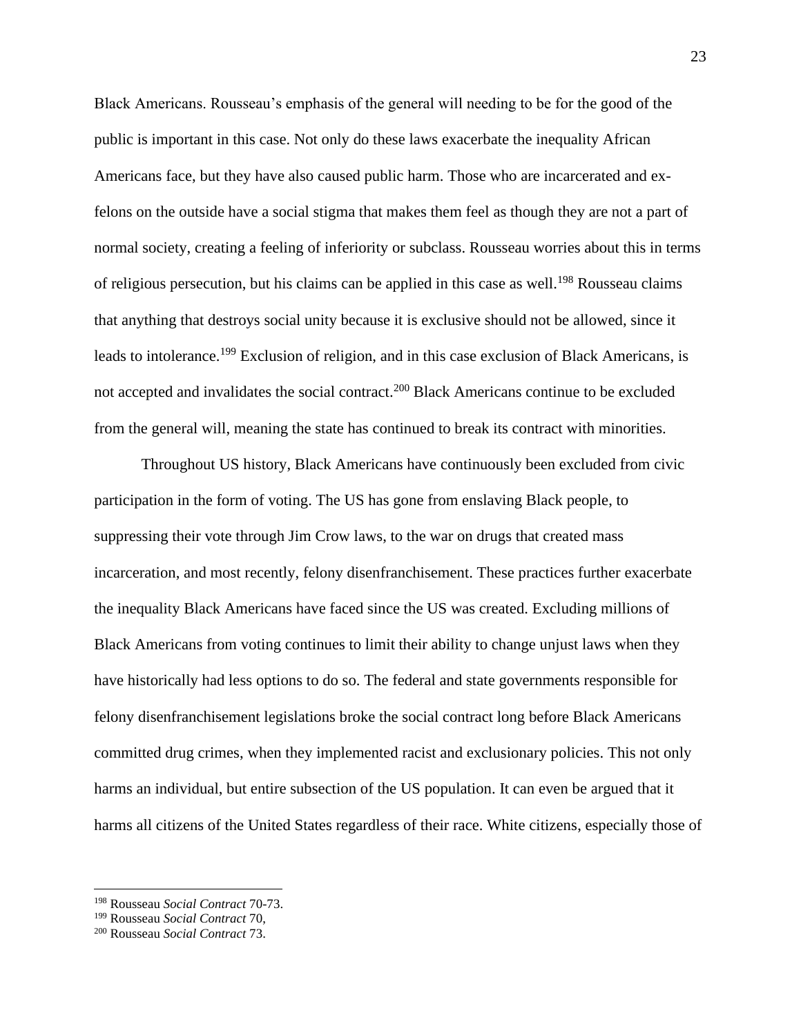Black Americans. Rousseau's emphasis of the general will needing to be for the good of the public is important in this case. Not only do these laws exacerbate the inequality African Americans face, but they have also caused public harm. Those who are incarcerated and ex-felons on the outside have a social stigma that makes them feel as though they are not a part of normal society, creating a feeling of inferiority or subclass. Rousseau worries about this in terms of religious persecution, but his claims can be applied in this case as well.[198] Rousseau claims that anything that destroys social unity because it is exclusive should not be allowed, since it leads to intolerance.[199] Exclusion of religion, and in this case exclusion of Black Americans, is not accepted and invalidates the social contract.[200] Black Americans continue to be excluded from the general will, meaning the state has continued to break its contract with minorities.

Throughout US history, Black Americans have continuously been excluded from civic participation in the form of voting. The US has gone from enslaving Black people, to suppressing their vote through Jim Crow laws, to the war on drugs that created mass incarceration, and most recently, felony disenfranchisement. These practices further exacerbate the inequality Black Americans have faced since the US was created. Excluding millions of Black Americans from voting continues to limit their ability to change unjust laws when they have historically had less options to do so. The federal and state governments responsible for felony disenfranchisement legislations broke the social contract long before Black Americans committed drug crimes, when they implemented racist and exclusionary policies. This not only harms an individual, but entire subsection of the US population. It can even be argued that it harms all citizens of the United States regardless of their race. White citizens, especially those of

---

[198] Rousseau *Social Contract* 70-73.
[199] Rousseau *Social Contract* 70,
[200] Rousseau *Social Contract* 73.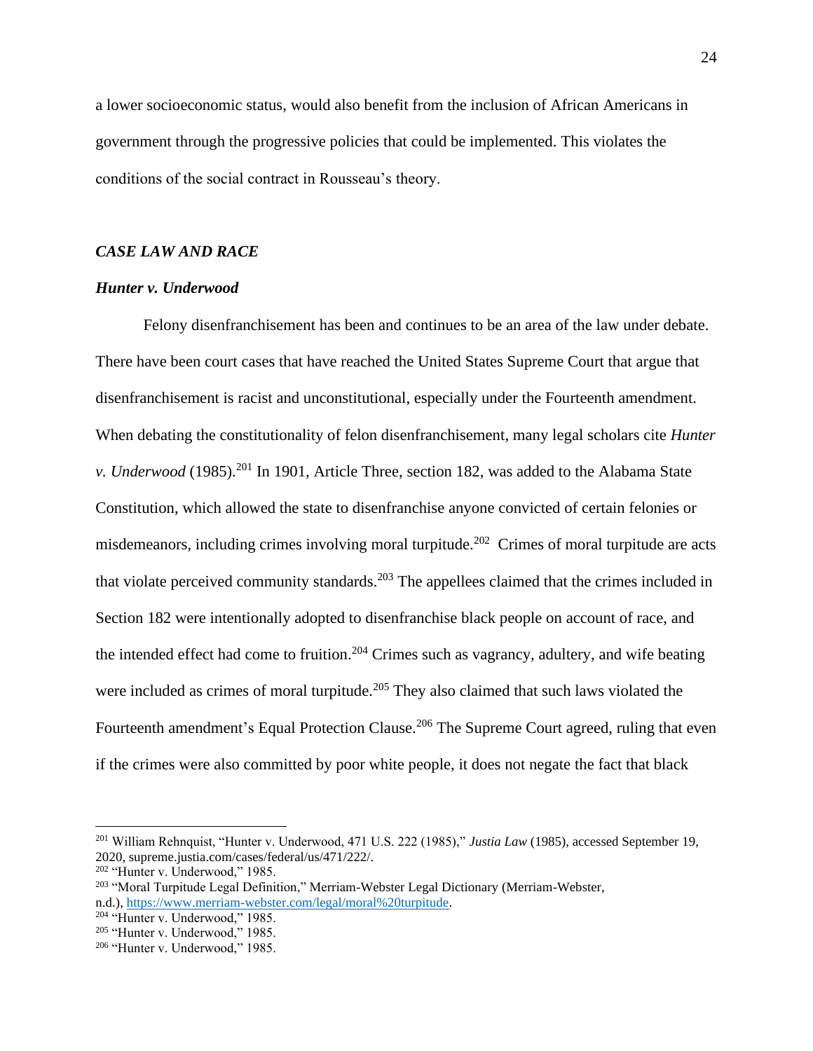a lower socioeconomic status, would also benefit from the inclusion of African Americans in government through the progressive policies that could be implemented. This violates the conditions of the social contract in Rousseau's theory.

### *CASE LAW AND RACE*

#### *Hunter v. Underwood*

Felony disenfranchisement has been and continues to be an area of the law under debate. There have been court cases that have reached the United States Supreme Court that argue that disenfranchisement is racist and unconstitutional, especially under the Fourteenth amendment. When debating the constitutionality of felon disenfranchisement, many legal scholars cite *Hunter v. Underwood* (1985).[201] In 1901, Article Three, section 182, was added to the Alabama State Constitution, which allowed the state to disenfranchise anyone convicted of certain felonies or misdemeanors, including crimes involving moral turpitude.[202] Crimes of moral turpitude are acts that violate perceived community standards.[203] The appellees claimed that the crimes included in Section 182 were intentionally adopted to disenfranchise black people on account of race, and the intended effect had come to fruition.[204] Crimes such as vagrancy, adultery, and wife beating were included as crimes of moral turpitude.[205] They also claimed that such laws violated the Fourteenth amendment's Equal Protection Clause.[206] The Supreme Court agreed, ruling that even if the crimes were also committed by poor white people, it does not negate the fact that black

---

[201] William Rehnquist, "Hunter v. Underwood, 471 U.S. 222 (1985)," *Justia Law* (1985), accessed September 19, 2020, supreme.justia.com/cases/federal/us/471/222/.

[202] "Hunter v. Underwood," 1985.

[203] "Moral Turpitude Legal Definition," Merriam-Webster Legal Dictionary (Merriam-Webster, n.d.), https://www.merriam-webster.com/legal/moral%20turpitude.

[204] "Hunter v. Underwood," 1985.

[205] "Hunter v. Underwood," 1985.

[206] "Hunter v. Underwood," 1985.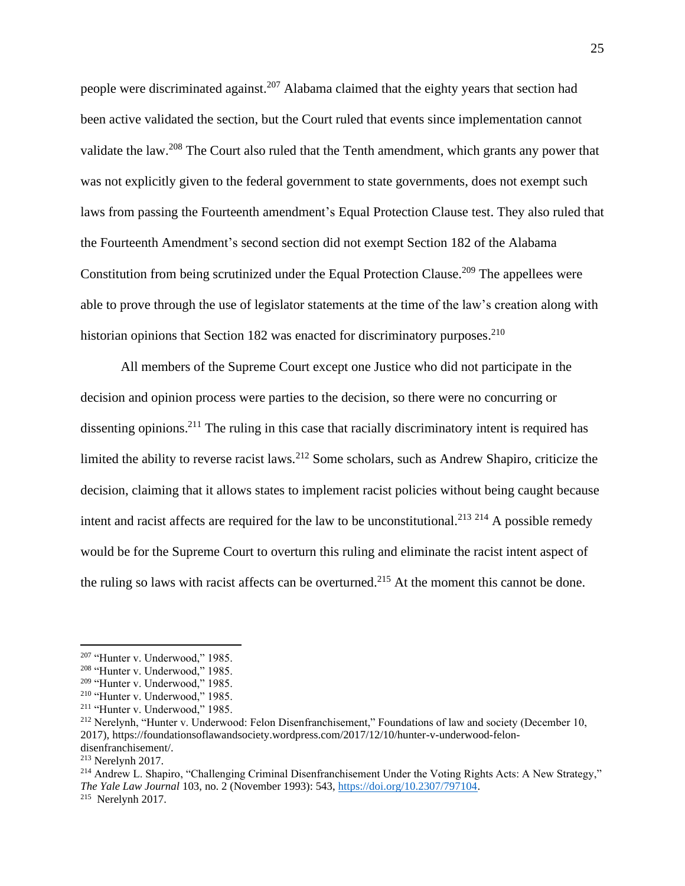people were discriminated against.[207] Alabama claimed that the eighty years that section had been active validated the section, but the Court ruled that events since implementation cannot validate the law.[208] The Court also ruled that the Tenth amendment, which grants any power that was not explicitly given to the federal government to state governments, does not exempt such laws from passing the Fourteenth amendment's Equal Protection Clause test. They also ruled that the Fourteenth Amendment's second section did not exempt Section 182 of the Alabama Constitution from being scrutinized under the Equal Protection Clause.[209] The appellees were able to prove through the use of legislator statements at the time of the law's creation along with historian opinions that Section 182 was enacted for discriminatory purposes.[210]

All members of the Supreme Court except one Justice who did not participate in the decision and opinion process were parties to the decision, so there were no concurring or dissenting opinions.[211] The ruling in this case that racially discriminatory intent is required has limited the ability to reverse racist laws.[212] Some scholars, such as Andrew Shapiro, criticize the decision, claiming that it allows states to implement racist policies without being caught because intent and racist affects are required for the law to be unconstitutional.[213] [214] A possible remedy would be for the Supreme Court to overturn this ruling and eliminate the racist intent aspect of the ruling so laws with racist affects can be overturned.[215] At the moment this cannot be done.

---

[207] "Hunter v. Underwood," 1985.
[208] "Hunter v. Underwood," 1985.
[209] "Hunter v. Underwood," 1985.
[210] "Hunter v. Underwood," 1985.
[211] "Hunter v. Underwood," 1985.
[212] Nerelynh, "Hunter v. Underwood: Felon Disenfranchisement," Foundations of law and society (December 10, 2017), https://foundationsoflawandsociety.wordpress.com/2017/12/10/hunter-v-underwood-felon-disenfranchisement/.
[213] Nerelynh 2017.
[214] Andrew L. Shapiro, "Challenging Criminal Disenfranchisement Under the Voting Rights Acts: A New Strategy," *The Yale Law Journal* 103, no. 2 (November 1993): 543, https://doi.org/10.2307/797104.
[215] Nerelynh 2017.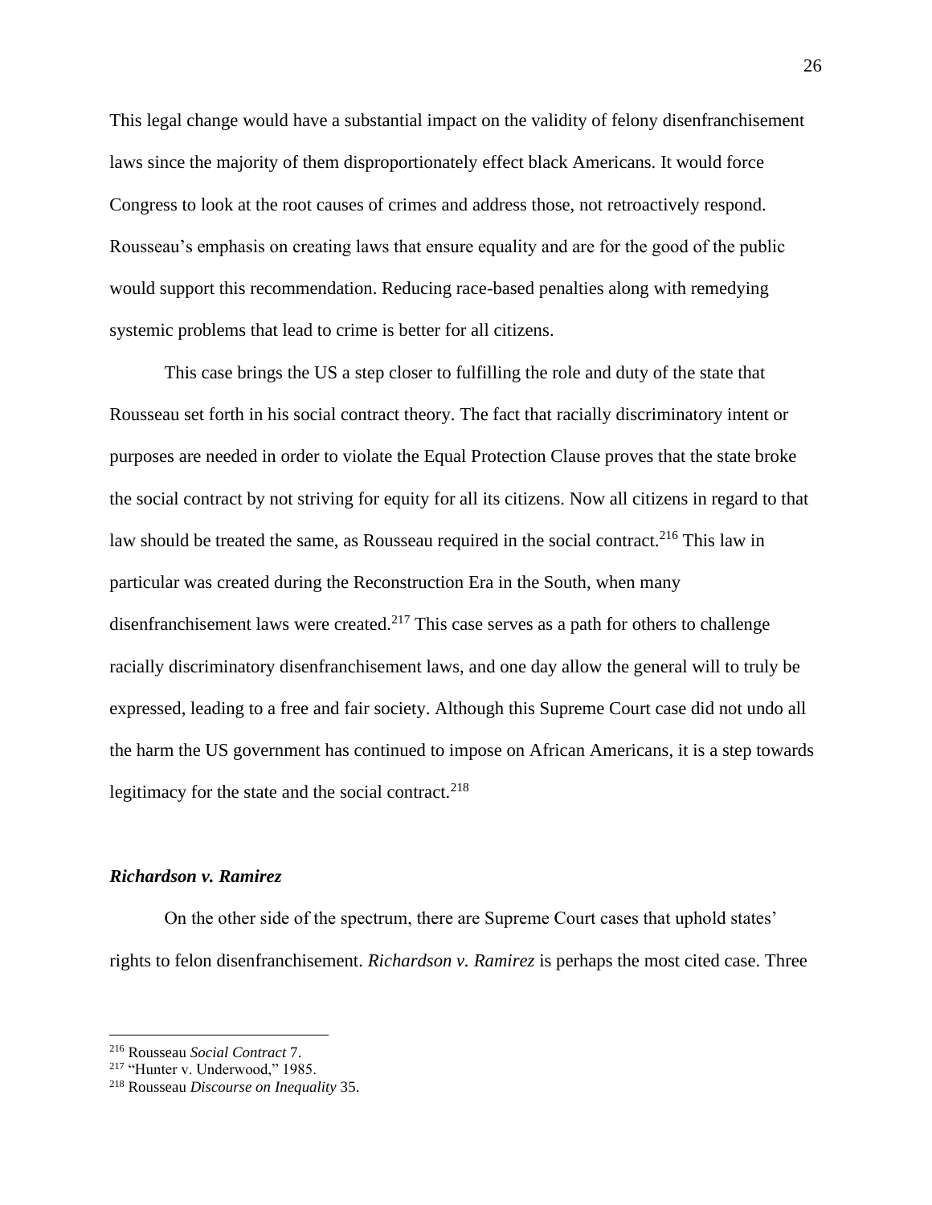This legal change would have a substantial impact on the validity of felony disenfranchisement laws since the majority of them disproportionately effect black Americans. It would force Congress to look at the root causes of crimes and address those, not retroactively respond. Rousseau's emphasis on creating laws that ensure equality and are for the good of the public would support this recommendation. Reducing race-based penalties along with remedying systemic problems that lead to crime is better for all citizens.

This case brings the US a step closer to fulfilling the role and duty of the state that Rousseau set forth in his social contract theory. The fact that racially discriminatory intent or purposes are needed in order to violate the Equal Protection Clause proves that the state broke the social contract by not striving for equity for all its citizens. Now all citizens in regard to that law should be treated the same, as Rousseau required in the social contract.[216] This law in particular was created during the Reconstruction Era in the South, when many disenfranchisement laws were created.[217] This case serves as a path for others to challenge racially discriminatory disenfranchisement laws, and one day allow the general will to truly be expressed, leading to a free and fair society. Although this Supreme Court case did not undo all the harm the US government has continued to impose on African Americans, it is a step towards legitimacy for the state and the social contract.[218]

### *Richardson v. Ramirez*

On the other side of the spectrum, there are Supreme Court cases that uphold states' rights to felon disenfranchisement. *Richardson v. Ramirez* is perhaps the most cited case. Three

---

[216] Rousseau *Social Contract* 7.

[217] "Hunter v. Underwood," 1985.

[218] Rousseau *Discourse on Inequality* 35.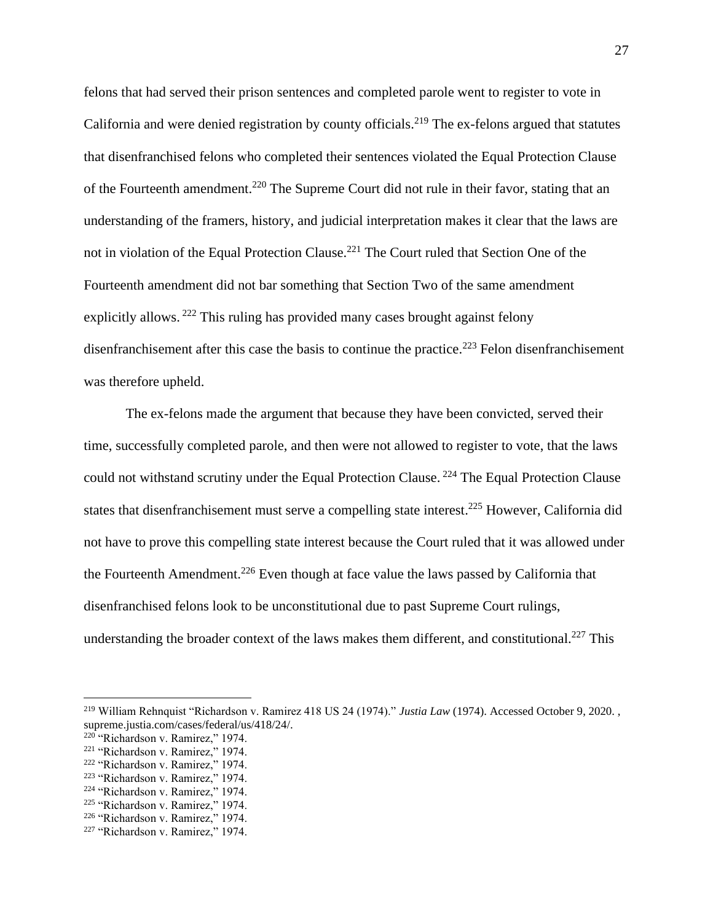felons that had served their prison sentences and completed parole went to register to vote in California and were denied registration by county officials.[219] The ex-felons argued that statutes that disenfranchised felons who completed their sentences violated the Equal Protection Clause of the Fourteenth amendment.[220] The Supreme Court did not rule in their favor, stating that an understanding of the framers, history, and judicial interpretation makes it clear that the laws are not in violation of the Equal Protection Clause.[221] The Court ruled that Section One of the Fourteenth amendment did not bar something that Section Two of the same amendment explicitly allows. [222] This ruling has provided many cases brought against felony disenfranchisement after this case the basis to continue the practice.[223] Felon disenfranchisement was therefore upheld.

The ex-felons made the argument that because they have been convicted, served their time, successfully completed parole, and then were not allowed to register to vote, that the laws could not withstand scrutiny under the Equal Protection Clause. [224] The Equal Protection Clause states that disenfranchisement must serve a compelling state interest.[225] However, California did not have to prove this compelling state interest because the Court ruled that it was allowed under the Fourteenth Amendment.[226] Even though at face value the laws passed by California that disenfranchised felons look to be unconstitutional due to past Supreme Court rulings, understanding the broader context of the laws makes them different, and constitutional.[227] This

---

[219] William Rehnquist "Richardson v. Ramirez 418 US 24 (1974)." *Justia Law* (1974). Accessed October 9, 2020. , supreme.justia.com/cases/federal/us/418/24/.
[220] "Richardson v. Ramirez," 1974.
[221] "Richardson v. Ramirez," 1974.
[222] "Richardson v. Ramirez," 1974.
[223] "Richardson v. Ramirez," 1974.
[224] "Richardson v. Ramirez," 1974.
[225] "Richardson v. Ramirez," 1974.
[226] "Richardson v. Ramirez," 1974.
[227] "Richardson v. Ramirez," 1974.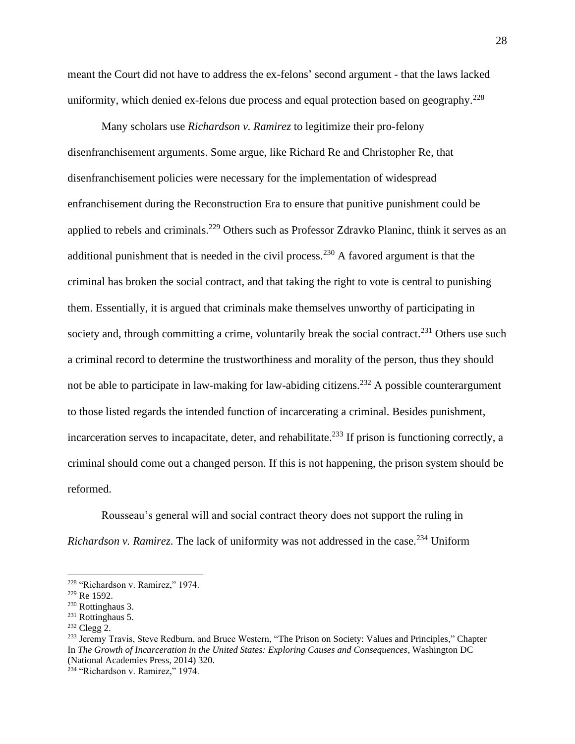meant the Court did not have to address the ex-felons' second argument - that the laws lacked uniformity, which denied ex-felons due process and equal protection based on geography.[228]

Many scholars use *Richardson v. Ramirez* to legitimize their pro-felony disenfranchisement arguments. Some argue, like Richard Re and Christopher Re, that disenfranchisement policies were necessary for the implementation of widespread enfranchisement during the Reconstruction Era to ensure that punitive punishment could be applied to rebels and criminals.[229] Others such as Professor Zdravko Planinc, think it serves as an additional punishment that is needed in the civil process.[230] A favored argument is that the criminal has broken the social contract, and that taking the right to vote is central to punishing them. Essentially, it is argued that criminals make themselves unworthy of participating in society and, through committing a crime, voluntarily break the social contract.[231] Others use such a criminal record to determine the trustworthiness and morality of the person, thus they should not be able to participate in law-making for law-abiding citizens.[232] A possible counterargument to those listed regards the intended function of incarcerating a criminal. Besides punishment, incarceration serves to incapacitate, deter, and rehabilitate.[233] If prison is functioning correctly, a criminal should come out a changed person. If this is not happening, the prison system should be reformed.

Rousseau's general will and social contract theory does not support the ruling in *Richardson v. Ramirez*. The lack of uniformity was not addressed in the case.[234] Uniform

---

[228] "Richardson v. Ramirez," 1974.

[229] Re 1592.

[230] Rottinghaus 3.

[231] Rottinghaus 5.

[232] Clegg 2.

[233] Jeremy Travis, Steve Redburn, and Bruce Western, "The Prison on Society: Values and Principles," Chapter In *The Growth of Incarceration in the United States: Exploring Causes and Consequences*, Washington DC (National Academies Press, 2014) 320.

[234] "Richardson v. Ramirez," 1974.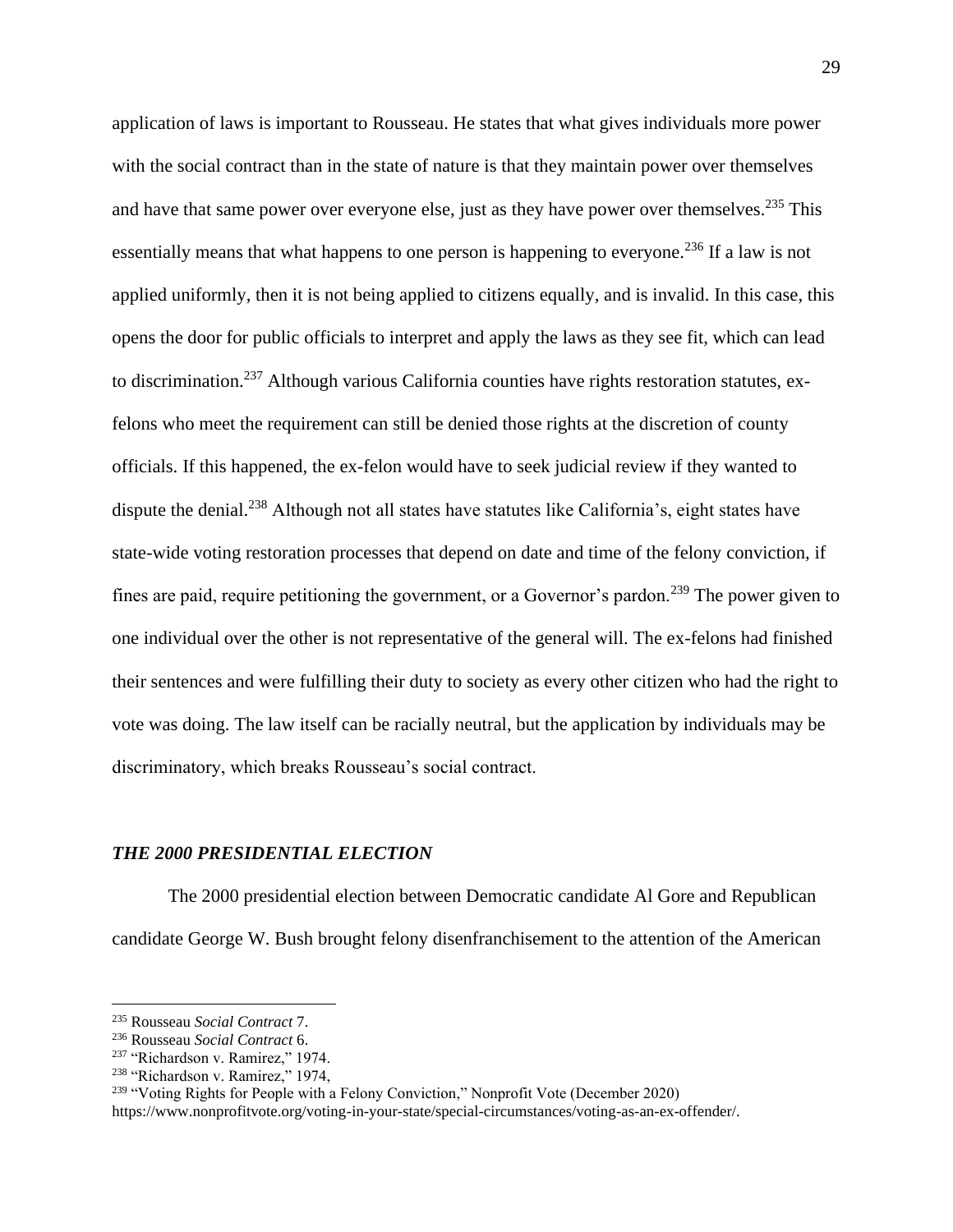application of laws is important to Rousseau. He states that what gives individuals more power with the social contract than in the state of nature is that they maintain power over themselves and have that same power over everyone else, just as they have power over themselves.[235] This essentially means that what happens to one person is happening to everyone.[236] If a law is not applied uniformly, then it is not being applied to citizens equally, and is invalid. In this case, this opens the door for public officials to interpret and apply the laws as they see fit, which can lead to discrimination.[237] Although various California counties have rights restoration statutes, ex-felons who meet the requirement can still be denied those rights at the discretion of county officials. If this happened, the ex-felon would have to seek judicial review if they wanted to dispute the denial.[238] Although not all states have statutes like California's, eight states have state-wide voting restoration processes that depend on date and time of the felony conviction, if fines are paid, require petitioning the government, or a Governor's pardon.[239] The power given to one individual over the other is not representative of the general will. The ex-felons had finished their sentences and were fulfilling their duty to society as every other citizen who had the right to vote was doing. The law itself can be racially neutral, but the application by individuals may be discriminatory, which breaks Rousseau's social contract.

### *THE 2000 PRESIDENTIAL ELECTION*

The 2000 presidential election between Democratic candidate Al Gore and Republican candidate George W. Bush brought felony disenfranchisement to the attention of the American

---

[235] Rousseau *Social Contract* 7.

[236] Rousseau *Social Contract* 6.

[237] "Richardson v. Ramirez," 1974.

[238] "Richardson v. Ramirez," 1974,

[239] "Voting Rights for People with a Felony Conviction," Nonprofit Vote (December 2020) https://www.nonprofitvote.org/voting-in-your-state/special-circumstances/voting-as-an-ex-offender/.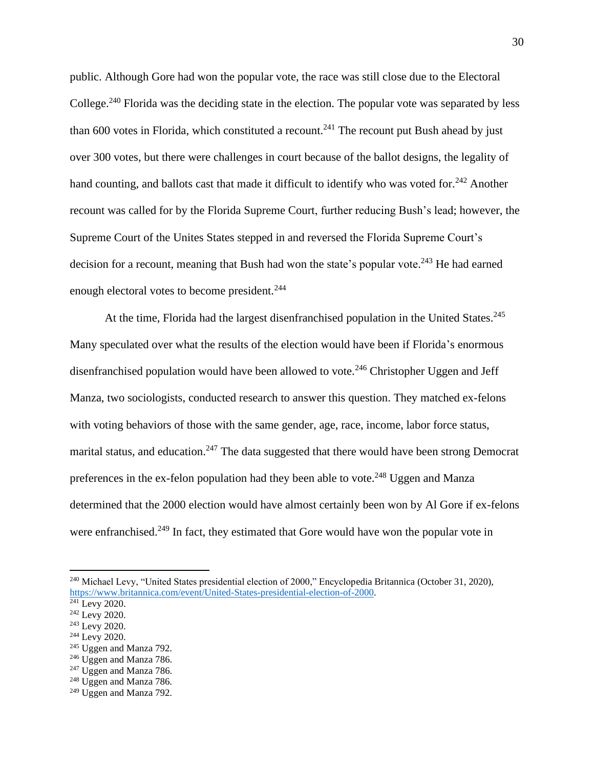public. Although Gore had won the popular vote, the race was still close due to the Electoral College.[240] Florida was the deciding state in the election. The popular vote was separated by less than 600 votes in Florida, which constituted a recount.[241] The recount put Bush ahead by just over 300 votes, but there were challenges in court because of the ballot designs, the legality of hand counting, and ballots cast that made it difficult to identify who was voted for.[242] Another recount was called for by the Florida Supreme Court, further reducing Bush's lead; however, the Supreme Court of the Unites States stepped in and reversed the Florida Supreme Court's decision for a recount, meaning that Bush had won the state's popular vote.[243] He had earned enough electoral votes to become president.[244]

At the time, Florida had the largest disenfranchised population in the United States.[245] Many speculated over what the results of the election would have been if Florida's enormous disenfranchised population would have been allowed to vote.[246] Christopher Uggen and Jeff Manza, two sociologists, conducted research to answer this question. They matched ex-felons with voting behaviors of those with the same gender, age, race, income, labor force status, marital status, and education.[247] The data suggested that there would have been strong Democrat preferences in the ex-felon population had they been able to vote.[248] Uggen and Manza determined that the 2000 election would have almost certainly been won by Al Gore if ex-felons were enfranchised.[249] In fact, they estimated that Gore would have won the popular vote in

---

[240] Michael Levy, "United States presidential election of 2000," Encyclopedia Britannica (October 31, 2020), https://www.britannica.com/event/United-States-presidential-election-of-2000.

[241] Levy 2020.

[242] Levy 2020.

[243] Levy 2020.

[244] Levy 2020.

[245] Uggen and Manza 792.

[246] Uggen and Manza 786.

[247] Uggen and Manza 786.

[248] Uggen and Manza 786.

[249] Uggen and Manza 792.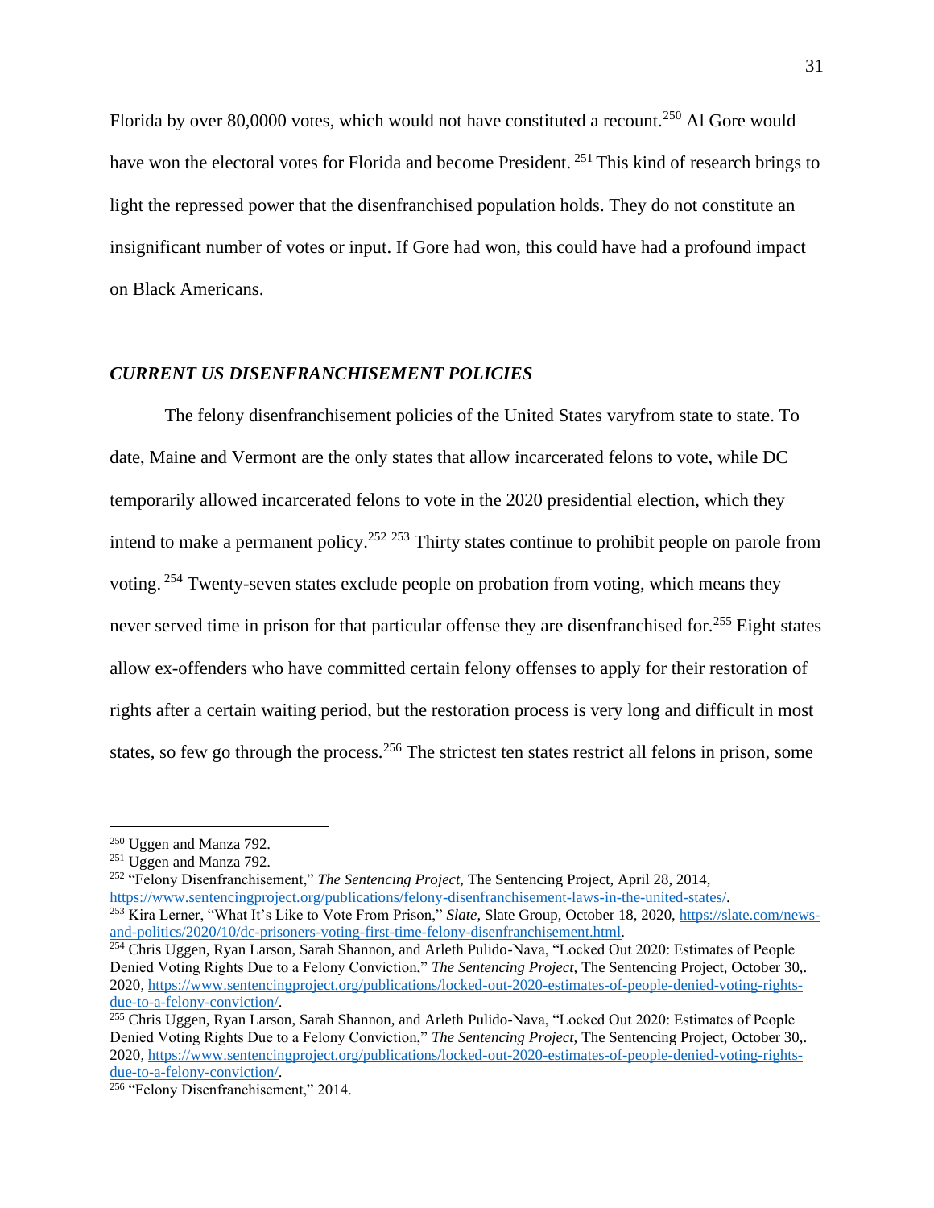Florida by over 80,0000 votes, which would not have constituted a recount.[250] Al Gore would have won the electoral votes for Florida and become President. [251] This kind of research brings to light the repressed power that the disenfranchised population holds. They do not constitute an insignificant number of votes or input. If Gore had won, this could have had a profound impact on Black Americans.

### *CURRENT US DISENFRANCHISEMENT POLICIES*

The felony disenfranchisement policies of the United States varyfrom state to state. To date, Maine and Vermont are the only states that allow incarcerated felons to vote, while DC temporarily allowed incarcerated felons to vote in the 2020 presidential election, which they intend to make a permanent policy.[252] [253] Thirty states continue to prohibit people on parole from voting. [254] Twenty-seven states exclude people on probation from voting, which means they never served time in prison for that particular offense they are disenfranchised for.[255] Eight states allow ex-offenders who have committed certain felony offenses to apply for their restoration of rights after a certain waiting period, but the restoration process is very long and difficult in most states, so few go through the process.[256] The strictest ten states restrict all felons in prison, some

---

[250] Uggen and Manza 792.

[251] Uggen and Manza 792.

[252] "Felony Disenfranchisement," *The Sentencing Project,* The Sentencing Project, April 28, 2014, https://www.sentencingproject.org/publications/felony-disenfranchisement-laws-in-the-united-states/.

[253] Kira Lerner, "What It's Like to Vote From Prison," *Slate*, Slate Group, October 18, 2020, https://slate.com/news-and-politics/2020/10/dc-prisoners-voting-first-time-felony-disenfranchisement.html.

[254] Chris Uggen, Ryan Larson, Sarah Shannon, and Arleth Pulido-Nava, "Locked Out 2020: Estimates of People Denied Voting Rights Due to a Felony Conviction," *The Sentencing Project,* The Sentencing Project, October 30,. 2020, https://www.sentencingproject.org/publications/locked-out-2020-estimates-of-people-denied-voting-rights-due-to-a-felony-conviction/.

[255] Chris Uggen, Ryan Larson, Sarah Shannon, and Arleth Pulido-Nava, "Locked Out 2020: Estimates of People Denied Voting Rights Due to a Felony Conviction," *The Sentencing Project,* The Sentencing Project, October 30,. 2020, https://www.sentencingproject.org/publications/locked-out-2020-estimates-of-people-denied-voting-rights-due-to-a-felony-conviction/.

[256] "Felony Disenfranchisement," 2014.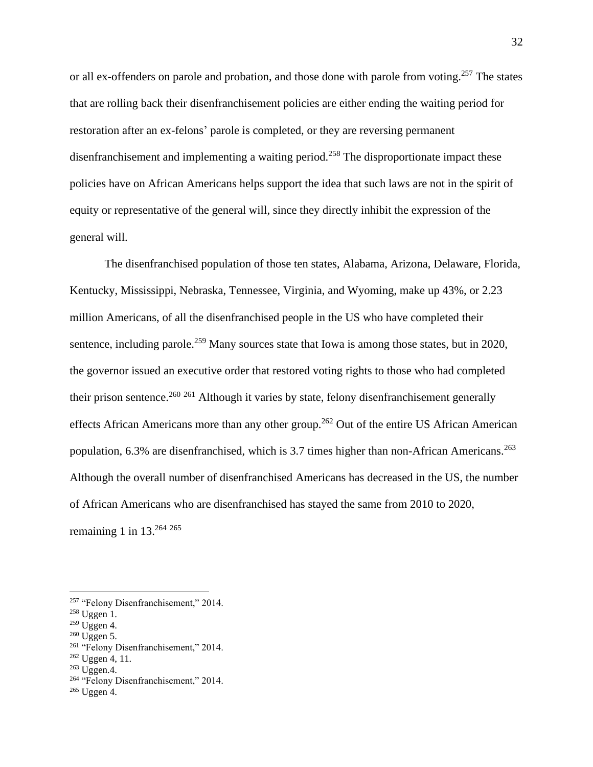or all ex-offenders on parole and probation, and those done with parole from voting.[257] The states that are rolling back their disenfranchisement policies are either ending the waiting period for restoration after an ex-felons' parole is completed, or they are reversing permanent disenfranchisement and implementing a waiting period.[258] The disproportionate impact these policies have on African Americans helps support the idea that such laws are not in the spirit of equity or representative of the general will, since they directly inhibit the expression of the general will.

The disenfranchised population of those ten states, Alabama, Arizona, Delaware, Florida, Kentucky, Mississippi, Nebraska, Tennessee, Virginia, and Wyoming, make up 43%, or 2.23 million Americans, of all the disenfranchised people in the US who have completed their sentence, including parole.[259] Many sources state that Iowa is among those states, but in 2020, the governor issued an executive order that restored voting rights to those who had completed their prison sentence.[260] [261] Although it varies by state, felony disenfranchisement generally effects African Americans more than any other group.[262] Out of the entire US African American population, 6.3% are disenfranchised, which is 3.7 times higher than non-African Americans.[263] Although the overall number of disenfranchised Americans has decreased in the US, the number of African Americans who are disenfranchised has stayed the same from 2010 to 2020, remaining 1 in 13.[264] [265]

---

[257] "Felony Disenfranchisement," 2014.
[258] Uggen 1.
[259] Uggen 4.
[260] Uggen 5.
[261] "Felony Disenfranchisement," 2014.
[262] Uggen 4, 11.
[263] Uggen.4.
[264] "Felony Disenfranchisement," 2014.
[265] Uggen 4.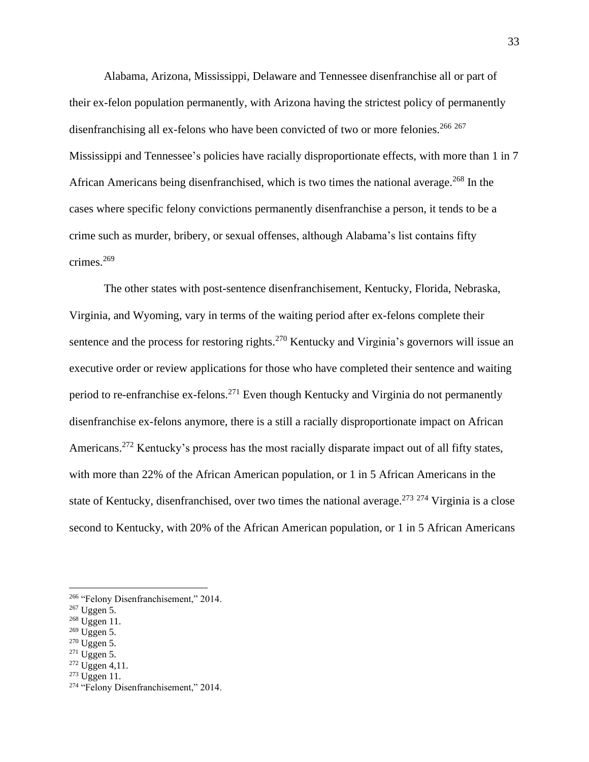Alabama, Arizona, Mississippi, Delaware and Tennessee disenfranchise all or part of their ex-felon population permanently, with Arizona having the strictest policy of permanently disenfranchising all ex-felons who have been convicted of two or more felonies.[266] [267] Mississippi and Tennessee's policies have racially disproportionate effects, with more than 1 in 7 African Americans being disenfranchised, which is two times the national average.[268] In the cases where specific felony convictions permanently disenfranchise a person, it tends to be a crime such as murder, bribery, or sexual offenses, although Alabama's list contains fifty crimes.[269]

The other states with post-sentence disenfranchisement, Kentucky, Florida, Nebraska, Virginia, and Wyoming, vary in terms of the waiting period after ex-felons complete their sentence and the process for restoring rights.[270] Kentucky and Virginia's governors will issue an executive order or review applications for those who have completed their sentence and waiting period to re-enfranchise ex-felons.[271] Even though Kentucky and Virginia do not permanently disenfranchise ex-felons anymore, there is a still a racially disproportionate impact on African Americans.[272] Kentucky's process has the most racially disparate impact out of all fifty states, with more than 22% of the African American population, or 1 in 5 African Americans in the state of Kentucky, disenfranchised, over two times the national average.[273] [274] Virginia is a close second to Kentucky, with 20% of the African American population, or 1 in 5 African Americans

---

[266] "Felony Disenfranchisement," 2014.
[267] Uggen 5.
[268] Uggen 11.
[269] Uggen 5.
[270] Uggen 5.
[271] Uggen 5.
[272] Uggen 4,11.
[273] Uggen 11.
[274] "Felony Disenfranchisement," 2014.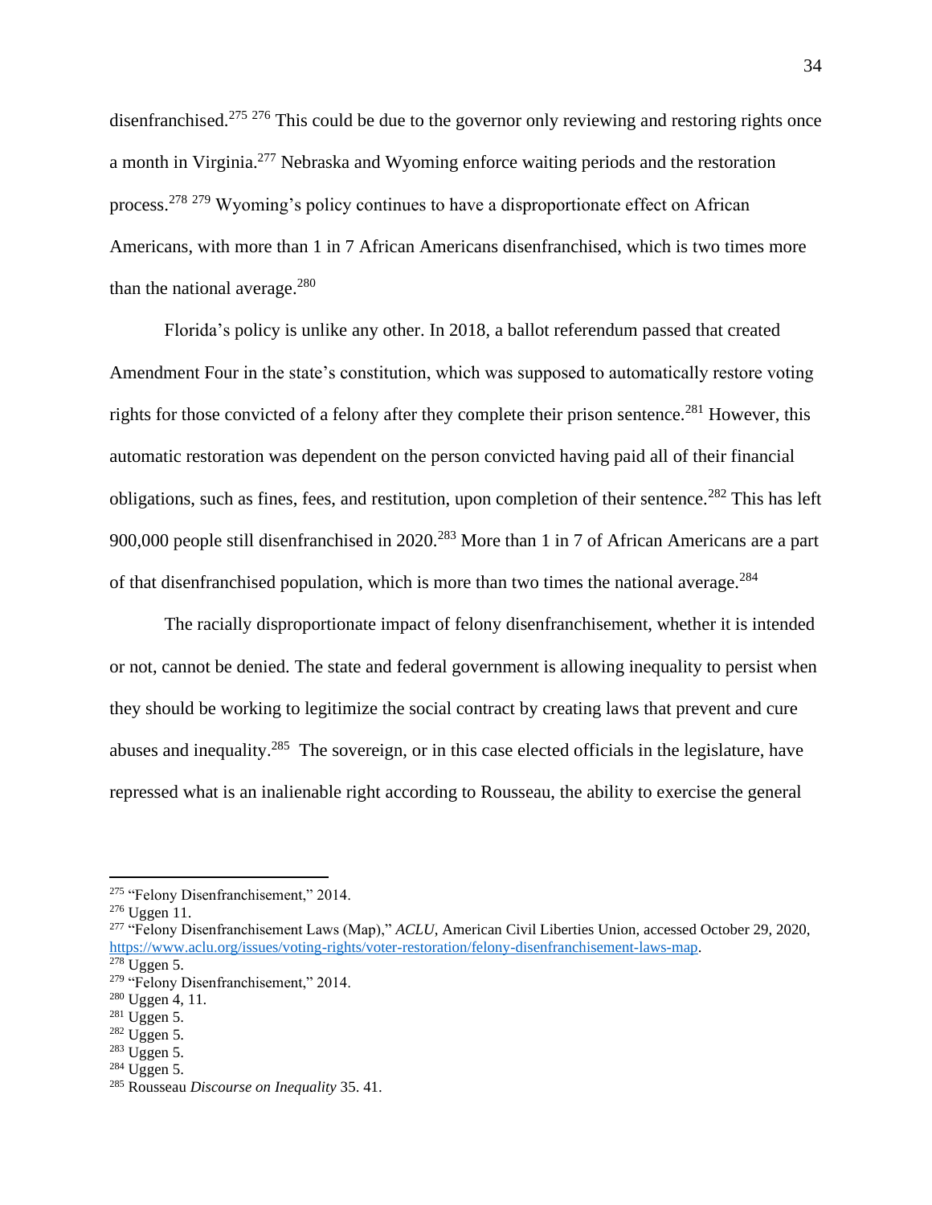disenfranchised.[275] [276] This could be due to the governor only reviewing and restoring rights once a month in Virginia.[277] Nebraska and Wyoming enforce waiting periods and the restoration process.[278] [279] Wyoming's policy continues to have a disproportionate effect on African Americans, with more than 1 in 7 African Americans disenfranchised, which is two times more than the national average.[280]

Florida's policy is unlike any other. In 2018, a ballot referendum passed that created Amendment Four in the state's constitution, which was supposed to automatically restore voting rights for those convicted of a felony after they complete their prison sentence.[281] However, this automatic restoration was dependent on the person convicted having paid all of their financial obligations, such as fines, fees, and restitution, upon completion of their sentence.[282] This has left 900,000 people still disenfranchised in 2020.[283] More than 1 in 7 of African Americans are a part of that disenfranchised population, which is more than two times the national average.[284]

The racially disproportionate impact of felony disenfranchisement, whether it is intended or not, cannot be denied. The state and federal government is allowing inequality to persist when they should be working to legitimize the social contract by creating laws that prevent and cure abuses and inequality.[285] The sovereign, or in this case elected officials in the legislature, have repressed what is an inalienable right according to Rousseau, the ability to exercise the general

---

[275] "Felony Disenfranchisement," 2014.

[276] Uggen 11.

[277] "Felony Disenfranchisement Laws (Map)," *ACLU*, American Civil Liberties Union, accessed October 29, 2020, https://www.aclu.org/issues/voting-rights/voter-restoration/felony-disenfranchisement-laws-map.

[278] Uggen 5.

[279] "Felony Disenfranchisement," 2014.

[280] Uggen 4, 11.

[281] Uggen 5.

[282] Uggen 5.

[283] Uggen 5.

[284] Uggen 5.

[285] Rousseau *Discourse on Inequality* 35. 41.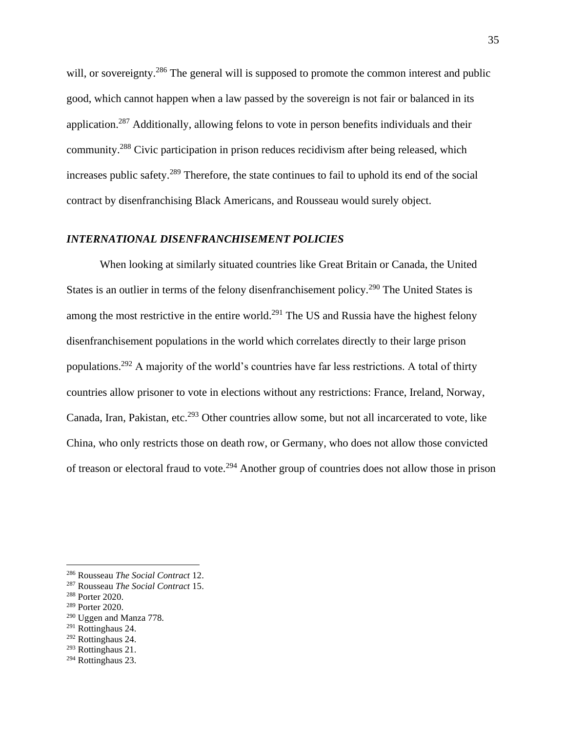will, or sovereignty.[286] The general will is supposed to promote the common interest and public good, which cannot happen when a law passed by the sovereign is not fair or balanced in its application.[287] Additionally, allowing felons to vote in person benefits individuals and their community.[288] Civic participation in prison reduces recidivism after being released, which increases public safety.[289] Therefore, the state continues to fail to uphold its end of the social contract by disenfranchising Black Americans, and Rousseau would surely object.

### *INTERNATIONAL DISENFRANCHISEMENT POLICIES*

When looking at similarly situated countries like Great Britain or Canada, the United States is an outlier in terms of the felony disenfranchisement policy.[290] The United States is among the most restrictive in the entire world.[291] The US and Russia have the highest felony disenfranchisement populations in the world which correlates directly to their large prison populations.[292] A majority of the world's countries have far less restrictions. A total of thirty countries allow prisoner to vote in elections without any restrictions: France, Ireland, Norway, Canada, Iran, Pakistan, etc.[293] Other countries allow some, but not all incarcerated to vote, like China, who only restricts those on death row, or Germany, who does not allow those convicted of treason or electoral fraud to vote.[294] Another group of countries does not allow those in prison

---

[286] Rousseau *The Social Contract* 12.
[287] Rousseau *The Social Contract* 15.
[288] Porter 2020.
[289] Porter 2020.
[290] Uggen and Manza 778.
[291] Rottinghaus 24.
[292] Rottinghaus 24.
[293] Rottinghaus 21.
[294] Rottinghaus 23.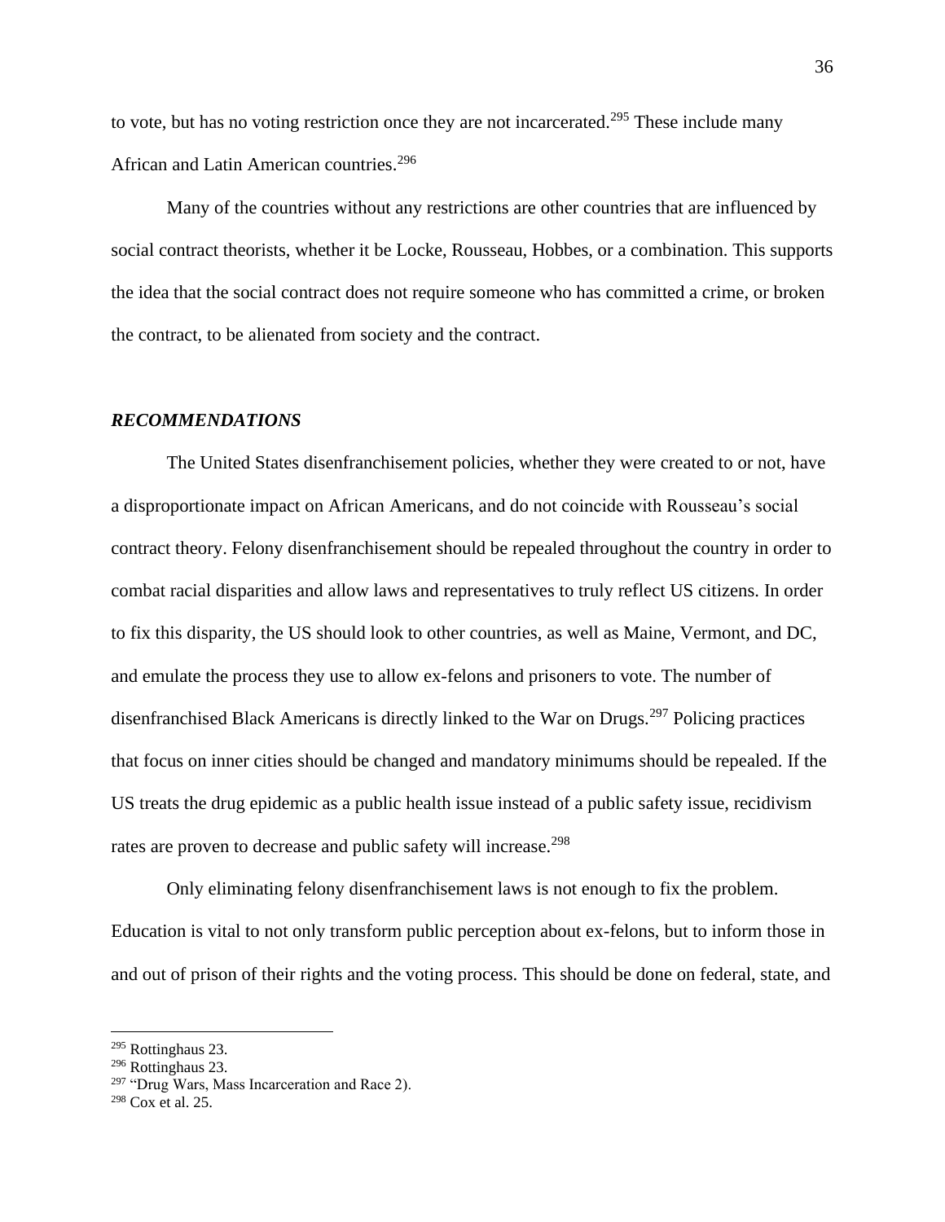to vote, but has no voting restriction once they are not incarcerated.[295] These include many African and Latin American countries.[296]

Many of the countries without any restrictions are other countries that are influenced by social contract theorists, whether it be Locke, Rousseau, Hobbes, or a combination. This supports the idea that the social contract does not require someone who has committed a crime, or broken the contract, to be alienated from society and the contract.

### *RECOMMENDATIONS*

The United States disenfranchisement policies, whether they were created to or not, have a disproportionate impact on African Americans, and do not coincide with Rousseau's social contract theory. Felony disenfranchisement should be repealed throughout the country in order to combat racial disparities and allow laws and representatives to truly reflect US citizens. In order to fix this disparity, the US should look to other countries, as well as Maine, Vermont, and DC, and emulate the process they use to allow ex-felons and prisoners to vote. The number of disenfranchised Black Americans is directly linked to the War on Drugs.[297] Policing practices that focus on inner cities should be changed and mandatory minimums should be repealed. If the US treats the drug epidemic as a public health issue instead of a public safety issue, recidivism rates are proven to decrease and public safety will increase.[298]

Only eliminating felony disenfranchisement laws is not enough to fix the problem. Education is vital to not only transform public perception about ex-felons, but to inform those in and out of prison of their rights and the voting process. This should be done on federal, state, and

---

[295] Rottinghaus 23.
[296] Rottinghaus 23.
[297] "Drug Wars, Mass Incarceration and Race 2).
[298] Cox et al. 25.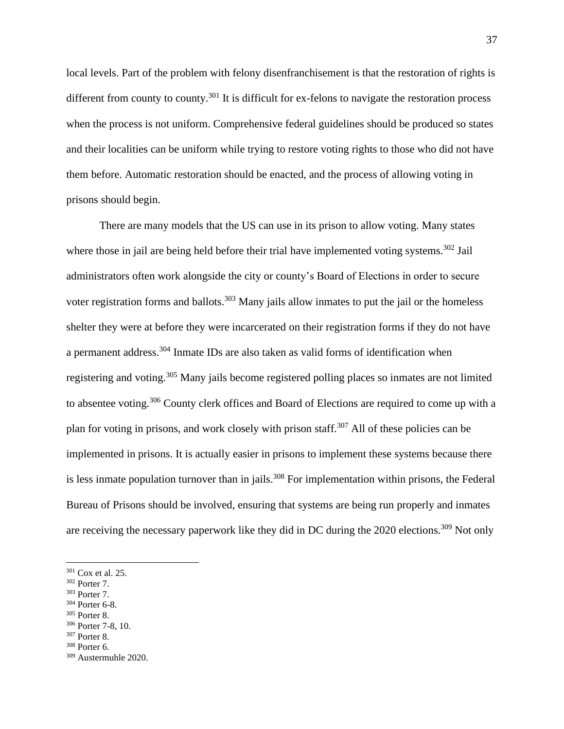local levels. Part of the problem with felony disenfranchisement is that the restoration of rights is different from county to county.[301] It is difficult for ex-felons to navigate the restoration process when the process is not uniform. Comprehensive federal guidelines should be produced so states and their localities can be uniform while trying to restore voting rights to those who did not have them before. Automatic restoration should be enacted, and the process of allowing voting in prisons should begin.

There are many models that the US can use in its prison to allow voting. Many states where those in jail are being held before their trial have implemented voting systems.[302] Jail administrators often work alongside the city or county's Board of Elections in order to secure voter registration forms and ballots.[303] Many jails allow inmates to put the jail or the homeless shelter they were at before they were incarcerated on their registration forms if they do not have a permanent address.[304] Inmate IDs are also taken as valid forms of identification when registering and voting.[305] Many jails become registered polling places so inmates are not limited to absentee voting.[306] County clerk offices and Board of Elections are required to come up with a plan for voting in prisons, and work closely with prison staff.[307] All of these policies can be implemented in prisons. It is actually easier in prisons to implement these systems because there is less inmate population turnover than in jails.[308] For implementation within prisons, the Federal Bureau of Prisons should be involved, ensuring that systems are being run properly and inmates are receiving the necessary paperwork like they did in DC during the 2020 elections.[309] Not only

---

[301] Cox et al. 25.
[302] Porter 7.
[303] Porter 7.
[304] Porter 6-8.
[305] Porter 8.
[306] Porter 7-8, 10.
[307] Porter 8.
[308] Porter 6.
[309] Austermuhle 2020.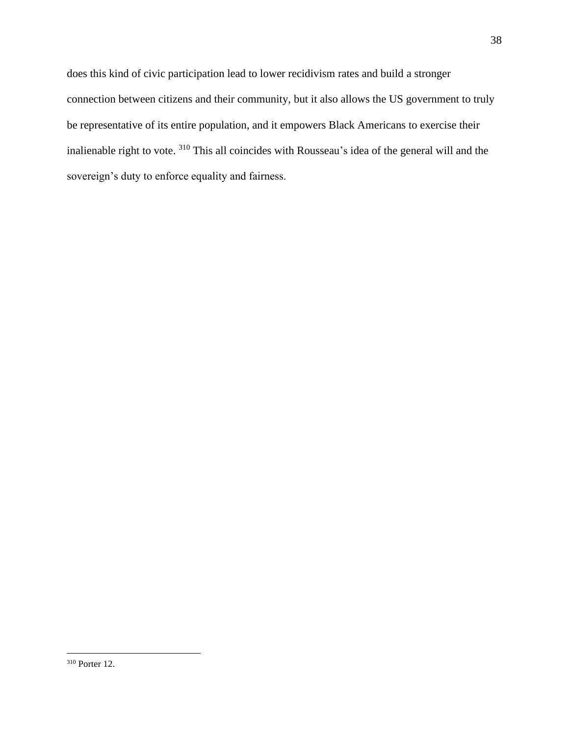does this kind of civic participation lead to lower recidivism rates and build a stronger connection between citizens and their community, but it also allows the US government to truly be representative of its entire population, and it empowers Black Americans to exercise their inalienable right to vote. [310] This all coincides with Rousseau's idea of the general will and the sovereign's duty to enforce equality and fairness.

[310] Porter 12.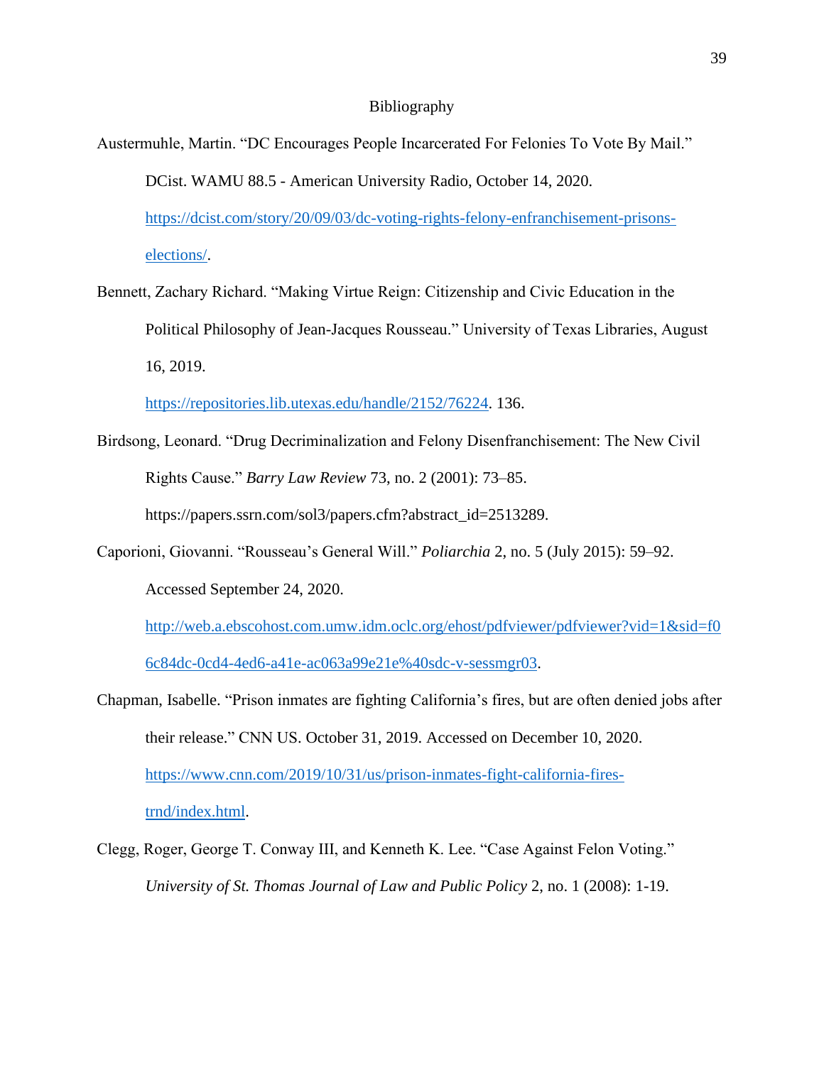# Bibliography

Austermuhle, Martin. "DC Encourages People Incarcerated For Felonies To Vote By Mail." DCist. WAMU 88.5 - American University Radio, October 14, 2020. https://dcist.com/story/20/09/03/dc-voting-rights-felony-enfranchisement-prisons-elections/.

Bennett, Zachary Richard. "Making Virtue Reign: Citizenship and Civic Education in the Political Philosophy of Jean-Jacques Rousseau." University of Texas Libraries, August 16, 2019. https://repositories.lib.utexas.edu/handle/2152/76224. 136.

Birdsong, Leonard. "Drug Decriminalization and Felony Disenfranchisement: The New Civil Rights Cause." *Barry Law Review* 73, no. 2 (2001): 73–85. https://papers.ssrn.com/sol3/papers.cfm?abstract_id=2513289.

Caporioni, Giovanni. "Rousseau's General Will." *Poliarchia* 2, no. 5 (July 2015): 59–92. Accessed September 24, 2020. http://web.a.ebscohost.com.umw.idm.oclc.org/ehost/pdfviewer/pdfviewer?vid=1&sid=f06c84dc-0cd4-4ed6-a41e-ac063a99e21e%40sdc-v-sessmgr03.

Chapman, Isabelle. "Prison inmates are fighting California's fires, but are often denied jobs after their release." CNN US. October 31, 2019. Accessed on December 10, 2020. https://www.cnn.com/2019/10/31/us/prison-inmates-fight-california-fires-trnd/index.html.

Clegg, Roger, George T. Conway III, and Kenneth K. Lee. "Case Against Felon Voting." *University of St. Thomas Journal of Law and Public Policy* 2, no. 1 (2008): 1-19.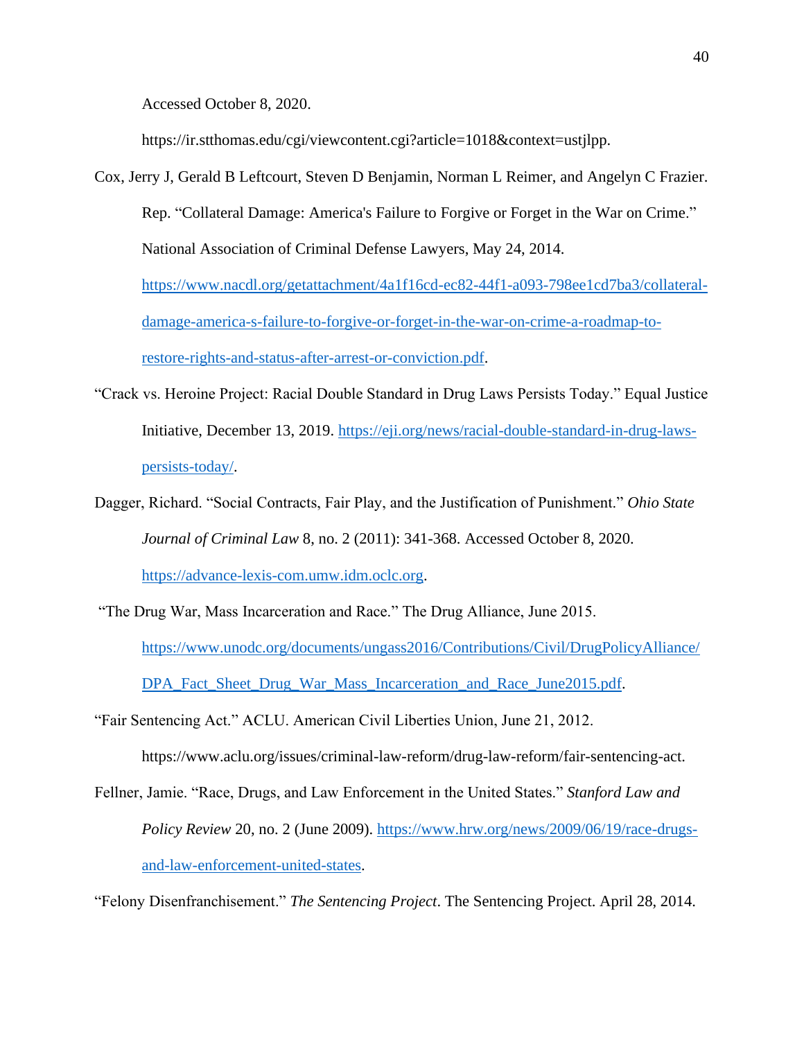Accessed October 8, 2020.

https://ir.stthomas.edu/cgi/viewcontent.cgi?article=1018&context=ustjlpp.

Cox, Jerry J, Gerald B Leftcourt, Steven D Benjamin, Norman L Reimer, and Angelyn C Frazier. Rep. "Collateral Damage: America's Failure to Forgive or Forget in the War on Crime." National Association of Criminal Defense Lawyers, May 24, 2014. https://www.nacdl.org/getattachment/4a1f16cd-ec82-44f1-a093-798ee1cd7ba3/collateral-damage-america-s-failure-to-forgive-or-forget-in-the-war-on-crime-a-roadmap-to-restore-rights-and-status-after-arrest-or-conviction.pdf.

"Crack vs. Heroine Project: Racial Double Standard in Drug Laws Persists Today." Equal Justice Initiative, December 13, 2019. https://eji.org/news/racial-double-standard-in-drug-laws-persists-today/.

Dagger, Richard. "Social Contracts, Fair Play, and the Justification of Punishment." *Ohio State Journal of Criminal Law* 8, no. 2 (2011): 341-368. Accessed October 8, 2020. https://advance-lexis-com.umw.idm.oclc.org.

"The Drug War, Mass Incarceration and Race." The Drug Alliance, June 2015. https://www.unodc.org/documents/ungass2016/Contributions/Civil/DrugPolicyAlliance/DPA_Fact_Sheet_Drug_War_Mass_Incarceration_and_Race_June2015.pdf.

"Fair Sentencing Act." ACLU. American Civil Liberties Union, June 21, 2012. https://www.aclu.org/issues/criminal-law-reform/drug-law-reform/fair-sentencing-act.

Fellner, Jamie. "Race, Drugs, and Law Enforcement in the United States." *Stanford Law and Policy Review* 20, no. 2 (June 2009). https://www.hrw.org/news/2009/06/19/race-drugs-and-law-enforcement-united-states.

"Felony Disenfranchisement." *The Sentencing Project*. The Sentencing Project. April 28, 2014.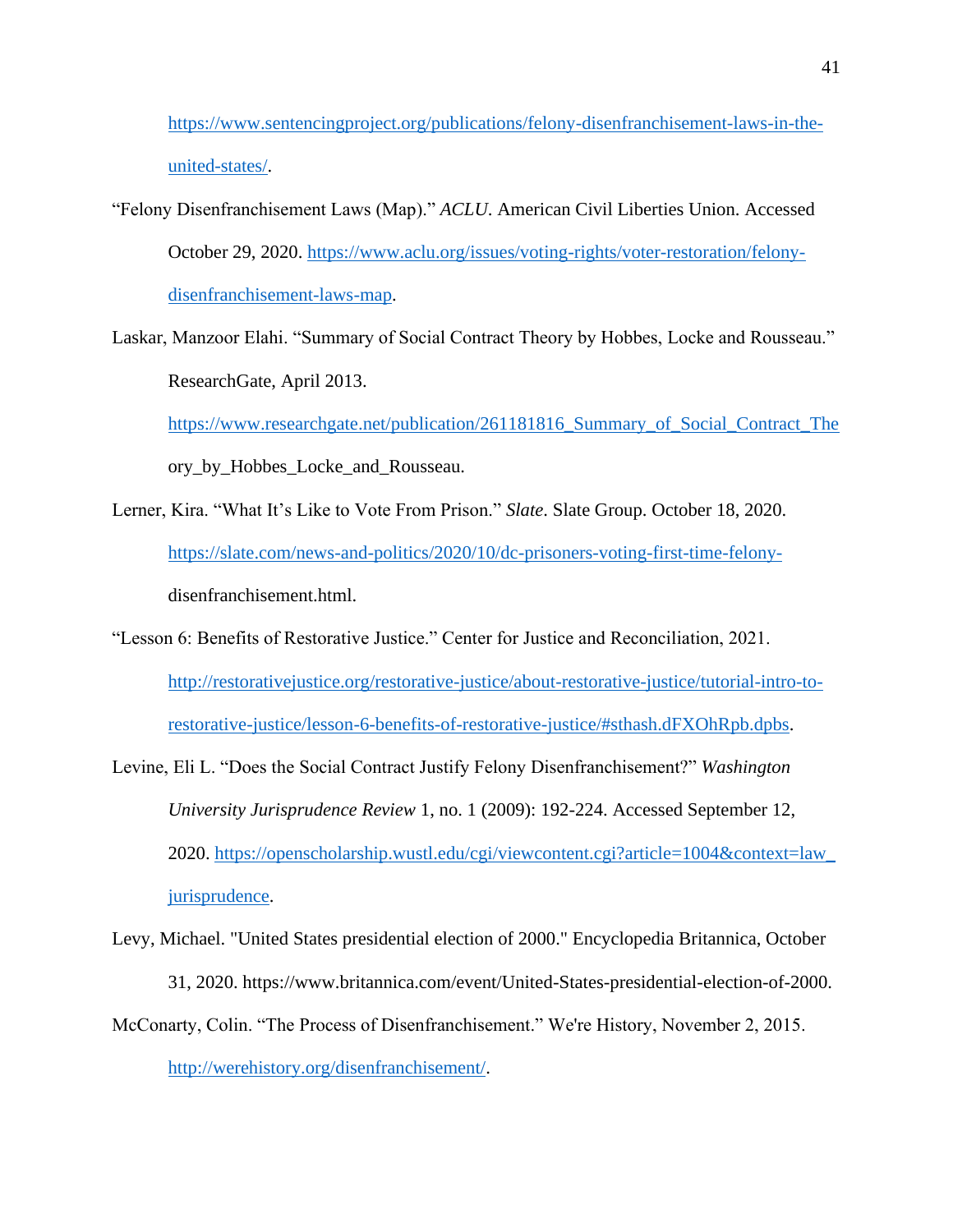https://www.sentencingproject.org/publications/felony-disenfranchisement-laws-in-the-united-states/.

"Felony Disenfranchisement Laws (Map)." *ACLU*. American Civil Liberties Union. Accessed October 29, 2020. https://www.aclu.org/issues/voting-rights/voter-restoration/felony-disenfranchisement-laws-map.

Laskar, Manzoor Elahi. "Summary of Social Contract Theory by Hobbes, Locke and Rousseau." ResearchGate, April 2013. https://www.researchgate.net/publication/261181816_Summary_of_Social_Contract_Theory_by_Hobbes_Locke_and_Rousseau.

Lerner, Kira. "What It's Like to Vote From Prison." *Slate*. Slate Group. October 18, 2020. https://slate.com/news-and-politics/2020/10/dc-prisoners-voting-first-time-felony-disenfranchisement.html.

"Lesson 6: Benefits of Restorative Justice." Center for Justice and Reconciliation, 2021. http://restorativejustice.org/restorative-justice/about-restorative-justice/tutorial-intro-to-restorative-justice/lesson-6-benefits-of-restorative-justice/#sthash.dFXOhRpb.dpbs.

Levine, Eli L. "Does the Social Contract Justify Felony Disenfranchisement?" *Washington University Jurisprudence Review* 1, no. 1 (2009): 192-224. Accessed September 12, 2020. https://openscholarship.wustl.edu/cgi/viewcontent.cgi?article=1004&context=law_jurisprudence.

Levy, Michael. "United States presidential election of 2000." Encyclopedia Britannica, October 31, 2020. https://www.britannica.com/event/United-States-presidential-election-of-2000.

McConarty, Colin. "The Process of Disenfranchisement." We're History, November 2, 2015. http://werehistory.org/disenfranchisement/.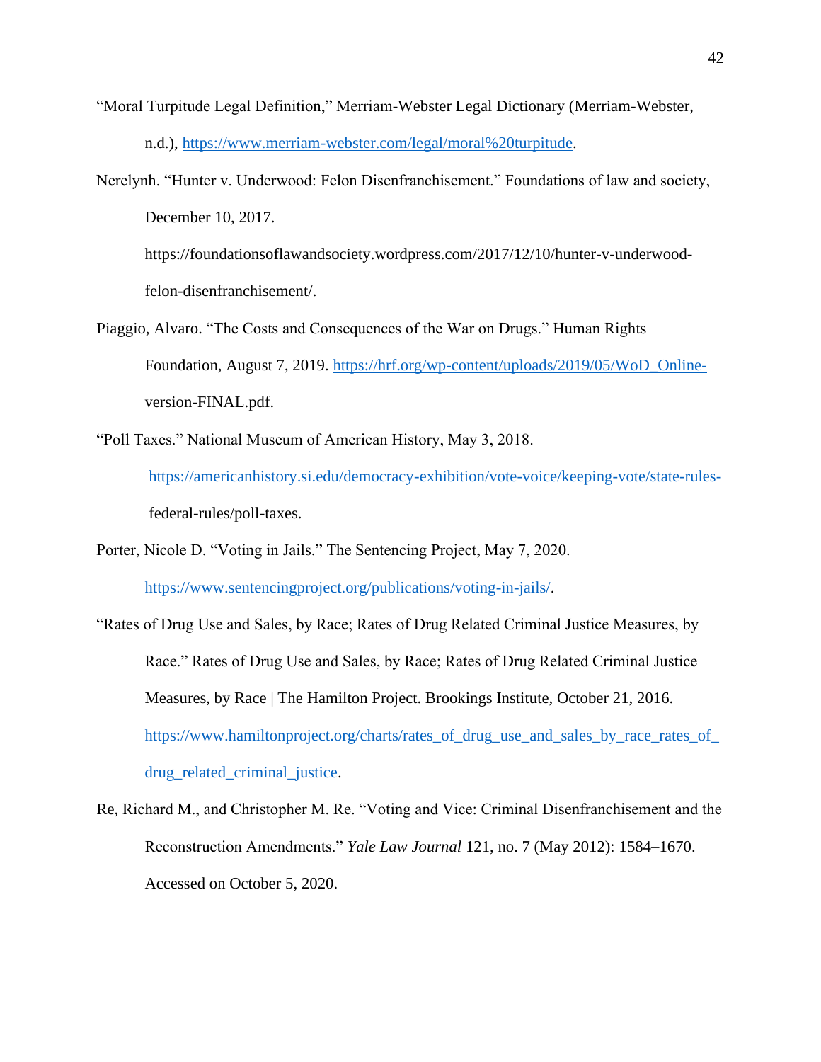"Moral Turpitude Legal Definition," Merriam-Webster Legal Dictionary (Merriam-Webster, n.d.), https://www.merriam-webster.com/legal/moral%20turpitude.

Nerelynh. "Hunter v. Underwood: Felon Disenfranchisement." Foundations of law and society, December 10, 2017. https://foundationsoflawandsociety.wordpress.com/2017/12/10/hunter-v-underwood-felon-disenfranchisement/.

Piaggio, Alvaro. "The Costs and Consequences of the War on Drugs." Human Rights Foundation, August 7, 2019. https://hrf.org/wp-content/uploads/2019/05/WoD_Online-version-FINAL.pdf.

"Poll Taxes." National Museum of American History, May 3, 2018. https://americanhistory.si.edu/democracy-exhibition/vote-voice/keeping-vote/state-rules-federal-rules/poll-taxes.

Porter, Nicole D. "Voting in Jails." The Sentencing Project, May 7, 2020. https://www.sentencingproject.org/publications/voting-in-jails/.

"Rates of Drug Use and Sales, by Race; Rates of Drug Related Criminal Justice Measures, by Race." Rates of Drug Use and Sales, by Race; Rates of Drug Related Criminal Justice Measures, by Race | The Hamilton Project. Brookings Institute, October 21, 2016. https://www.hamiltonproject.org/charts/rates_of_drug_use_and_sales_by_race_rates_of_drug_related_criminal_justice.

Re, Richard M., and Christopher M. Re. "Voting and Vice: Criminal Disenfranchisement and the Reconstruction Amendments." *Yale Law Journal* 121, no. 7 (May 2012): 1584–1670. Accessed on October 5, 2020.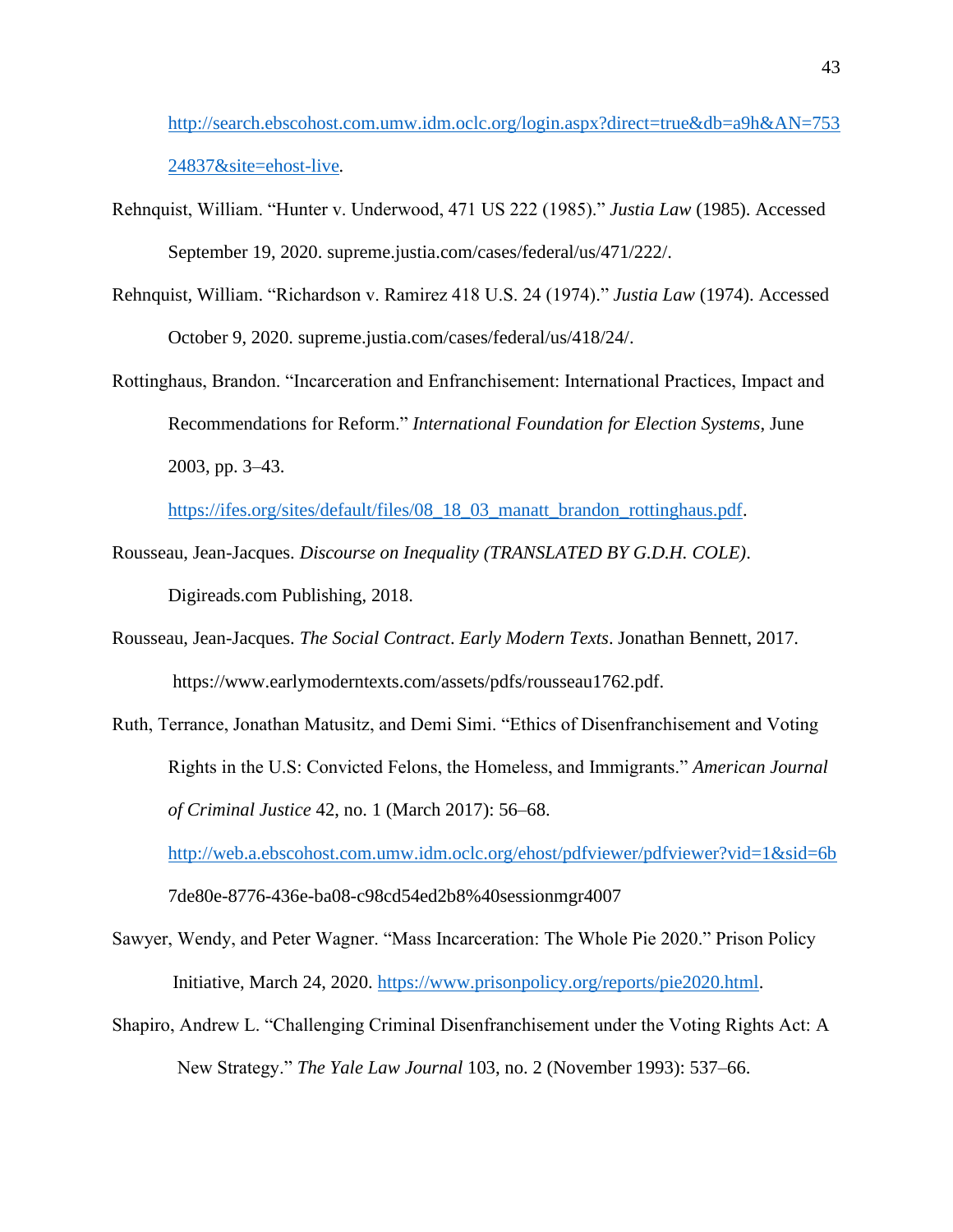http://search.ebscohost.com.umw.idm.oclc.org/login.aspx?direct=true&db=a9h&AN=75324837&site=ehost-live.

Rehnquist, William. "Hunter v. Underwood, 471 US 222 (1985)." *Justia Law* (1985). Accessed September 19, 2020. supreme.justia.com/cases/federal/us/471/222/.

Rehnquist, William. "Richardson v. Ramirez 418 U.S. 24 (1974)." *Justia Law* (1974). Accessed October 9, 2020. supreme.justia.com/cases/federal/us/418/24/.

Rottinghaus, Brandon. "Incarceration and Enfranchisement: International Practices, Impact and Recommendations for Reform." *International Foundation for Election Systems*, June 2003, pp. 3–43. https://ifes.org/sites/default/files/08_18_03_manatt_brandon_rottinghaus.pdf.

Rousseau, Jean-Jacques. *Discourse on Inequality (TRANSLATED BY G.D.H. COLE)*. Digireads.com Publishing, 2018.

Rousseau, Jean-Jacques. *The Social Contract*. *Early Modern Texts*. Jonathan Bennett, 2017. https://www.earlymoderntexts.com/assets/pdfs/rousseau1762.pdf.

Ruth, Terrance, Jonathan Matusitz, and Demi Simi. "Ethics of Disenfranchisement and Voting Rights in the U.S: Convicted Felons, the Homeless, and Immigrants." *American Journal of Criminal Justice* 42, no. 1 (March 2017): 56–68. http://web.a.ebscohost.com.umw.idm.oclc.org/ehost/pdfviewer/pdfviewer?vid=1&sid=6b7de80e-8776-436e-ba08-c98cd54ed2b8%40sessionmgr4007

Sawyer, Wendy, and Peter Wagner. "Mass Incarceration: The Whole Pie 2020." Prison Policy Initiative, March 24, 2020. https://www.prisonpolicy.org/reports/pie2020.html.

Shapiro, Andrew L. "Challenging Criminal Disenfranchisement under the Voting Rights Act: A New Strategy." *The Yale Law Journal* 103, no. 2 (November 1993): 537–66.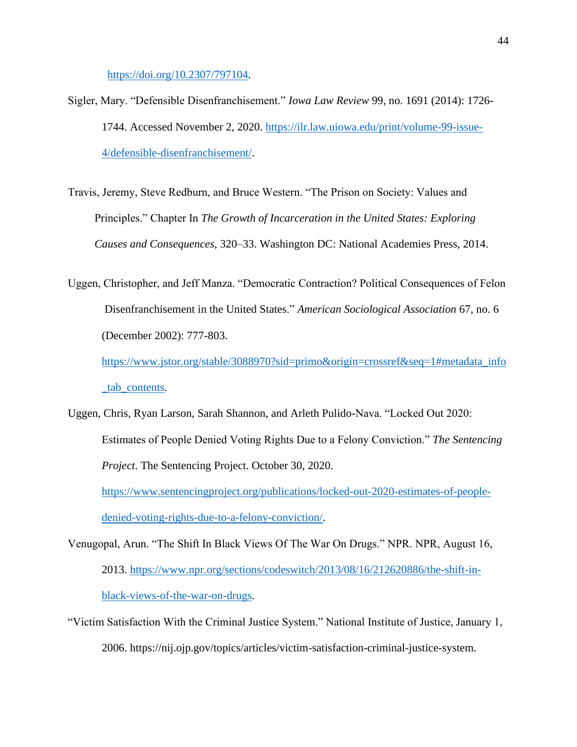https://doi.org/10.2307/797104.

Sigler, Mary. "Defensible Disenfranchisement." *Iowa Law Review* 99, no. 1691 (2014): 1726-1744. Accessed November 2, 2020. https://ilr.law.uiowa.edu/print/volume-99-issue-4/defensible-disenfranchisement/.

Travis, Jeremy, Steve Redburn, and Bruce Western. "The Prison on Society: Values and Principles." Chapter In *The Growth of Incarceration in the United States: Exploring Causes and Consequences*, 320–33. Washington DC: National Academies Press, 2014.

Uggen, Christopher, and Jeff Manza. "Democratic Contraction? Political Consequences of Felon Disenfranchisement in the United States." *American Sociological Association* 67, no. 6 (December 2002): 777-803. https://www.jstor.org/stable/3088970?sid=primo&origin=crossref&seq=1#metadata_info_tab_contents.

Uggen, Chris, Ryan Larson, Sarah Shannon, and Arleth Pulido-Nava. "Locked Out 2020: Estimates of People Denied Voting Rights Due to a Felony Conviction." *The Sentencing Project*. The Sentencing Project. October 30, 2020. https://www.sentencingproject.org/publications/locked-out-2020-estimates-of-people-denied-voting-rights-due-to-a-felony-conviction/.

Venugopal, Arun. "The Shift In Black Views Of The War On Drugs." NPR. NPR, August 16, 2013. https://www.npr.org/sections/codeswitch/2013/08/16/212620886/the-shift-in-black-views-of-the-war-on-drugs.

"Victim Satisfaction With the Criminal Justice System." National Institute of Justice, January 1, 2006. https://nij.ojp.gov/topics/articles/victim-satisfaction-criminal-justice-system.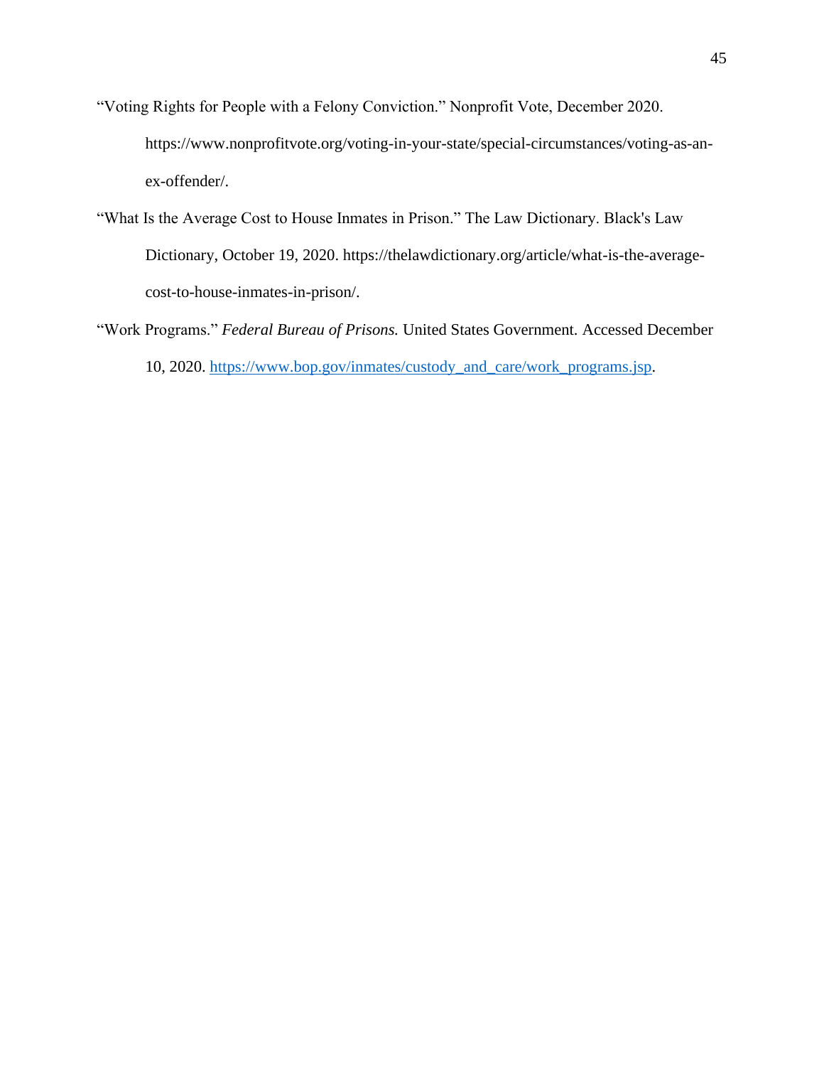"Voting Rights for People with a Felony Conviction." Nonprofit Vote, December 2020. https://www.nonprofitvote.org/voting-in-your-state/special-circumstances/voting-as-an-ex-offender/.

"What Is the Average Cost to House Inmates in Prison." The Law Dictionary. Black's Law Dictionary, October 19, 2020. https://thelawdictionary.org/article/what-is-the-average-cost-to-house-inmates-in-prison/.

"Work Programs." *Federal Bureau of Prisons.* United States Government. Accessed December 10, 2020. https://www.bop.gov/inmates/custody_and_care/work_programs.jsp.